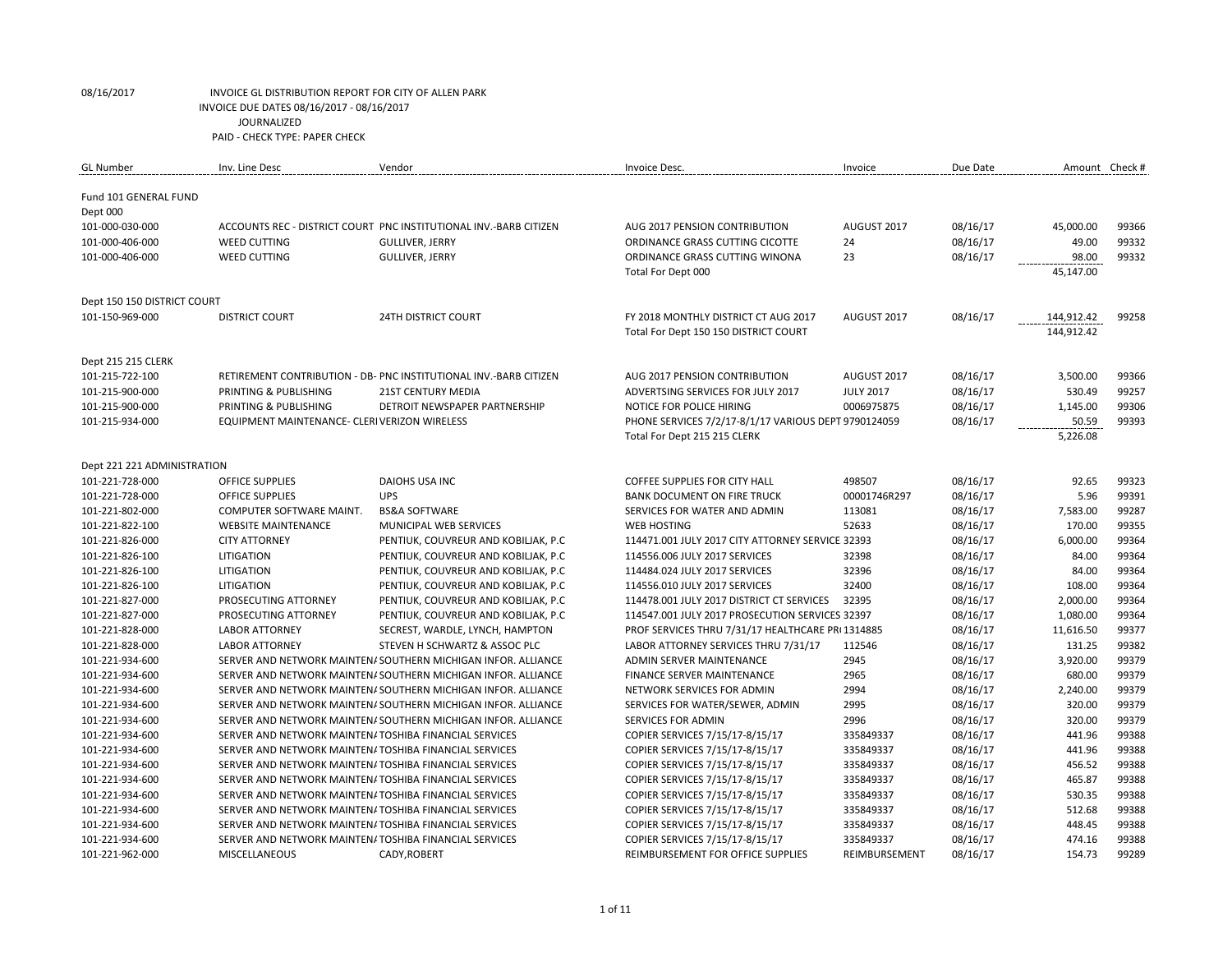08/16/2017 INVOICE GL DISTRIBUTION REPORT FOR CITY OF ALLEN PARK
INVOICE DUE DATES 08/16/2017 - 08/16/2017
JOURNALIZED
PAID - CHECK TYPE: PAPER CHECK

| GL Number | Inv. Line Desc | Vendor | Invoice Desc. | Invoice | Due Date | Amount | Check # |
|---|---|---|---|---|---|---|---|
| Fund 101 GENERAL FUND | | | | | | | |
| Dept 000 | | | | | | | |
| 101-000-030-000 | ACCOUNTS REC - DISTRICT COURT | PNC INSTITUTIONAL INV.-BARB CITIZEN | AUG 2017 PENSION CONTRIBUTION | AUGUST 2017 | 08/16/17 | 45,000.00 | 99366 |
| 101-000-406-000 | WEED CUTTING | GULLIVER, JERRY | ORDINANCE GRASS CUTTING CICOTTE | 24 | 08/16/17 | 49.00 | 99332 |
| 101-000-406-000 | WEED CUTTING | GULLIVER, JERRY | ORDINANCE GRASS CUTTING WINONA | 23 | 08/16/17 | 98.00 | 99332 |
| | | | Total For Dept 000 | | | 45,147.00 | |
| Dept 150 150 DISTRICT COURT | | | | | | | |
| 101-150-969-000 | DISTRICT COURT | 24TH DISTRICT COURT | FY 2018 MONTHLY DISTRICT CT AUG 2017 | AUGUST 2017 | 08/16/17 | 144,912.42 | 99258 |
| | | | Total For Dept 150 150 DISTRICT COURT | | | 144,912.42 | |
| Dept 215 215 CLERK | | | | | | | |
| 101-215-722-100 | RETIREMENT CONTRIBUTION - DB- | PNC INSTITUTIONAL INV.-BARB CITIZEN | AUG 2017 PENSION CONTRIBUTION | AUGUST 2017 | 08/16/17 | 3,500.00 | 99366 |
| 101-215-900-000 | PRINTING & PUBLISHING | 21ST CENTURY MEDIA | ADVERTSING SERVICES FOR JULY 2017 | JULY 2017 | 08/16/17 | 530.49 | 99257 |
| 101-215-900-000 | PRINTING & PUBLISHING | DETROIT NEWSPAPER PARTNERSHIP | NOTICE FOR POLICE HIRING | 0006975875 | 08/16/17 | 1,145.00 | 99306 |
| 101-215-934-000 | EQUIPMENT MAINTENANCE- CLERI | VERIZON WIRELESS | PHONE SERVICES 7/2/17-8/1/17 VARIOUS DEPT | 9790124059 | 08/16/17 | 50.59 | 99393 |
| | | | Total For Dept 215 215 CLERK | | | 5,226.08 | |
| Dept 221 221 ADMINISTRATION | | | | | | | |
| 101-221-728-000 | OFFICE SUPPLIES | DAIOHS USA INC | COFFEE SUPPLIES FOR CITY HALL | 498507 | 08/16/17 | 92.65 | 99323 |
| 101-221-728-000 | OFFICE SUPPLIES | UPS | BANK DOCUMENT ON FIRE TRUCK | 00001746R297 | 08/16/17 | 5.96 | 99391 |
| 101-221-802-000 | COMPUTER SOFTWARE MAINT. | BS&A SOFTWARE | SERVICES FOR WATER AND ADMIN | 113081 | 08/16/17 | 7,583.00 | 99287 |
| 101-221-822-100 | WEBSITE MAINTENANCE | MUNICIPAL WEB SERVICES | WEB HOSTING | 52633 | 08/16/17 | 170.00 | 99355 |
| 101-221-826-000 | CITY ATTORNEY | PENTIUK, COUVREUR AND KOBILJAK, P.C | 114471.001 JULY 2017 CITY ATTORNEY SERVICE | 32393 | 08/16/17 | 6,000.00 | 99364 |
| 101-221-826-100 | LITIGATION | PENTIUK, COUVREUR AND KOBILJAK, P.C | 114556.006 JULY 2017 SERVICES | 32398 | 08/16/17 | 84.00 | 99364 |
| 101-221-826-100 | LITIGATION | PENTIUK, COUVREUR AND KOBILJAK, P.C | 114484.024 JULY 2017 SERVICES | 32396 | 08/16/17 | 84.00 | 99364 |
| 101-221-826-100 | LITIGATION | PENTIUK, COUVREUR AND KOBILJAK, P.C | 114556.010 JULY 2017 SERVICES | 32400 | 08/16/17 | 108.00 | 99364 |
| 101-221-827-000 | PROSECUTING ATTORNEY | PENTIUK, COUVREUR AND KOBILJAK, P.C | 114478.001 JULY 2017 DISTRICT CT SERVICES | 32395 | 08/16/17 | 2,000.00 | 99364 |
| 101-221-827-000 | PROSECUTING ATTORNEY | PENTIUK, COUVREUR AND KOBILJAK, P.C | 114547.001 JULY 2017 PROSECUTION SERVICES | 32397 | 08/16/17 | 1,080.00 | 99364 |
| 101-221-828-000 | LABOR ATTORNEY | SECREST, WARDLE, LYNCH, HAMPTON | PROF SERVICES THRU 7/31/17 HEALTHCARE PR | 1314885 | 08/16/17 | 11,616.50 | 99377 |
| 101-221-828-000 | LABOR ATTORNEY | STEVEN H SCHWARTZ & ASSOC PLC | LABOR ATTORNEY SERVICES THRU 7/31/17 | 112546 | 08/16/17 | 131.25 | 99382 |
| 101-221-934-600 | SERVER AND NETWORK MAINTEN/ | SOUTHERN MICHIGAN INFOR. ALLIANCE | ADMIN SERVER MAINTENANCE | 2945 | 08/16/17 | 3,920.00 | 99379 |
| 101-221-934-600 | SERVER AND NETWORK MAINTEN/ | SOUTHERN MICHIGAN INFOR. ALLIANCE | FINANCE SERVER MAINTENANCE | 2965 | 08/16/17 | 680.00 | 99379 |
| 101-221-934-600 | SERVER AND NETWORK MAINTEN/ | SOUTHERN MICHIGAN INFOR. ALLIANCE | NETWORK SERVICES FOR ADMIN | 2994 | 08/16/17 | 2,240.00 | 99379 |
| 101-221-934-600 | SERVER AND NETWORK MAINTEN/ | SOUTHERN MICHIGAN INFOR. ALLIANCE | SERVICES FOR WATER/SEWER, ADMIN | 2995 | 08/16/17 | 320.00 | 99379 |
| 101-221-934-600 | SERVER AND NETWORK MAINTEN/ | SOUTHERN MICHIGAN INFOR. ALLIANCE | SERVICES FOR ADMIN | 2996 | 08/16/17 | 320.00 | 99379 |
| 101-221-934-600 | SERVER AND NETWORK MAINTEN/ | TOSHIBA FINANCIAL SERVICES | COPIER SERVICES 7/15/17-8/15/17 | 335849337 | 08/16/17 | 441.96 | 99388 |
| 101-221-934-600 | SERVER AND NETWORK MAINTEN/ | TOSHIBA FINANCIAL SERVICES | COPIER SERVICES 7/15/17-8/15/17 | 335849337 | 08/16/17 | 441.96 | 99388 |
| 101-221-934-600 | SERVER AND NETWORK MAINTEN/ | TOSHIBA FINANCIAL SERVICES | COPIER SERVICES 7/15/17-8/15/17 | 335849337 | 08/16/17 | 456.52 | 99388 |
| 101-221-934-600 | SERVER AND NETWORK MAINTEN/ | TOSHIBA FINANCIAL SERVICES | COPIER SERVICES 7/15/17-8/15/17 | 335849337 | 08/16/17 | 465.87 | 99388 |
| 101-221-934-600 | SERVER AND NETWORK MAINTEN/ | TOSHIBA FINANCIAL SERVICES | COPIER SERVICES 7/15/17-8/15/17 | 335849337 | 08/16/17 | 530.35 | 99388 |
| 101-221-934-600 | SERVER AND NETWORK MAINTEN/ | TOSHIBA FINANCIAL SERVICES | COPIER SERVICES 7/15/17-8/15/17 | 335849337 | 08/16/17 | 512.68 | 99388 |
| 101-221-934-600 | SERVER AND NETWORK MAINTEN/ | TOSHIBA FINANCIAL SERVICES | COPIER SERVICES 7/15/17-8/15/17 | 335849337 | 08/16/17 | 448.45 | 99388 |
| 101-221-934-600 | SERVER AND NETWORK MAINTEN/ | TOSHIBA FINANCIAL SERVICES | COPIER SERVICES 7/15/17-8/15/17 | 335849337 | 08/16/17 | 474.16 | 99388 |
| 101-221-962-000 | MISCELLANEOUS | CADY,ROBERT | REIMBURSEMENT FOR OFFICE SUPPLIES | REIMBURSEMENT | 08/16/17 | 154.73 | 99289 |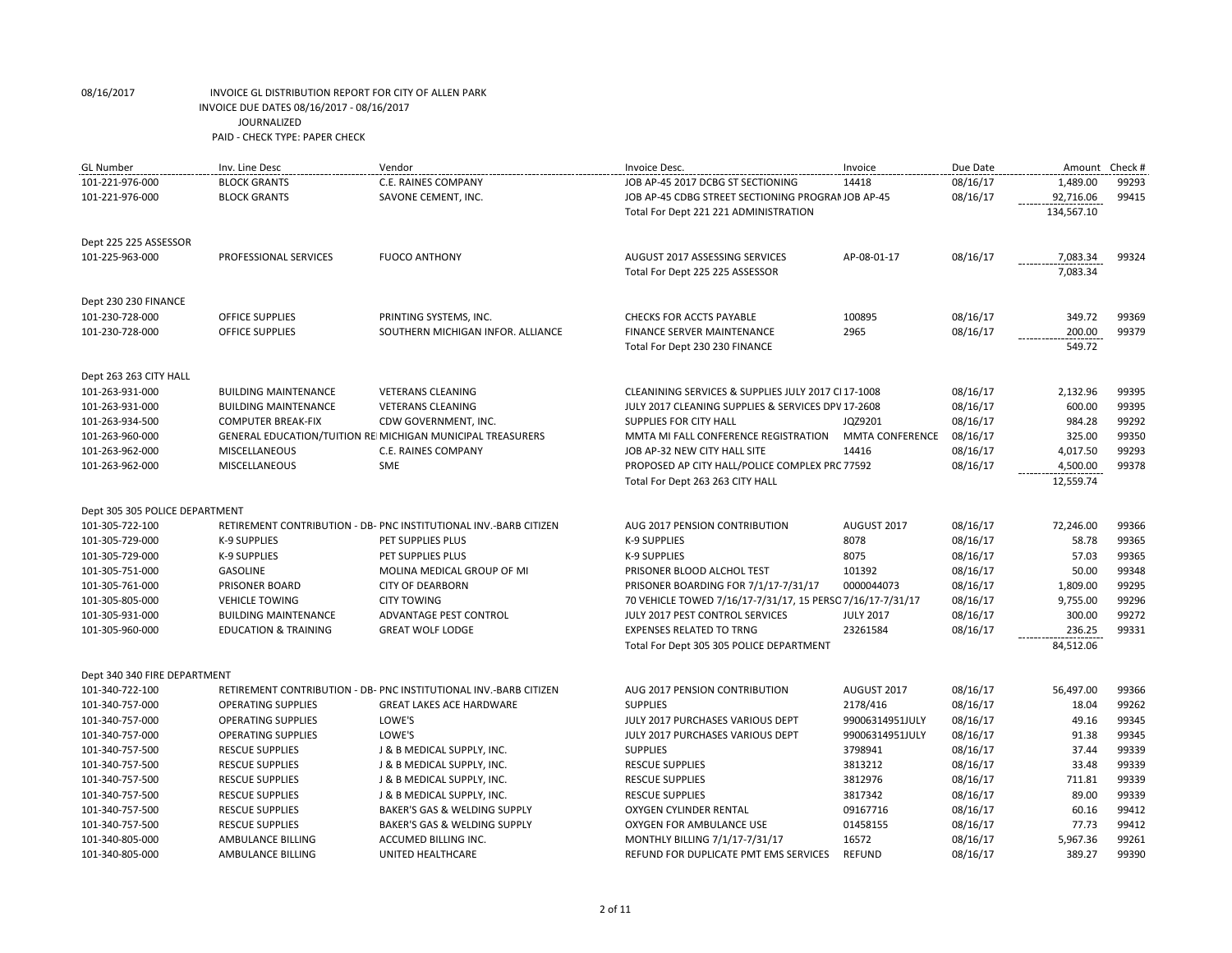08/16/2017 INVOICE GL DISTRIBUTION REPORT FOR CITY OF ALLEN PARK
INVOICE DUE DATES 08/16/2017 - 08/16/2017
JOURNALIZED
PAID - CHECK TYPE: PAPER CHECK

| GL Number | Inv. Line Desc | Vendor | Invoice Desc. | Invoice | Due Date | Amount | Check # |
|---|---|---|---|---|---|---|---|
| 101-221-976-000 | BLOCK GRANTS | C.E. RAINES COMPANY | JOB AP-45 2017 DCBG ST SECTIONING | 14418 | 08/16/17 | 1,489.00 | 99293 |
| 101-221-976-000 | BLOCK GRANTS | SAVONE CEMENT, INC. | JOB AP-45 CDBG STREET SECTIONING PROGRAI JOB AP-45 | | 08/16/17 | 92,716.06 | 99415 |
| | | | Total For Dept 221 221 ADMINISTRATION | | | 134,567.10 | |
| Dept 225 225 ASSESSOR | | | | | | | |
| 101-225-963-000 | PROFESSIONAL SERVICES | FUOCO ANTHONY | AUGUST 2017 ASSESSING SERVICES | AP-08-01-17 | 08/16/17 | 7,083.34 | 99324 |
| | | | Total For Dept 225 225 ASSESSOR | | | 7,083.34 | |
| Dept 230 230 FINANCE | | | | | | | |
| 101-230-728-000 | OFFICE SUPPLIES | PRINTING SYSTEMS, INC. | CHECKS FOR ACCTS PAYABLE | 100895 | 08/16/17 | 349.72 | 99369 |
| 101-230-728-000 | OFFICE SUPPLIES | SOUTHERN MICHIGAN INFOR. ALLIANCE | FINANCE SERVER MAINTENANCE | 2965 | 08/16/17 | 200.00 | 99379 |
| | | | Total For Dept 230 230 FINANCE | | | 549.72 | |
| Dept 263 263 CITY HALL | | | | | | | |
| 101-263-931-000 | BUILDING MAINTENANCE | VETERANS CLEANING | CLEANINING SERVICES & SUPPLIES JULY 2017 CI 17-1008 | | 08/16/17 | 2,132.96 | 99395 |
| 101-263-931-000 | BUILDING MAINTENANCE | VETERANS CLEANING | JULY 2017 CLEANING SUPPLIES & SERVICES DPV 17-2608 | | 08/16/17 | 600.00 | 99395 |
| 101-263-934-500 | COMPUTER BREAK-FIX | CDW GOVERNMENT, INC. | SUPPLIES FOR CITY HALL | JQZ9201 | 08/16/17 | 984.28 | 99292 |
| 101-263-960-000 | GENERAL EDUCATION/TUITION RE | MICHIGAN MUNICIPAL TREASURERS | MMTA MI FALL CONFERENCE REGISTRATION | MMTA CONFERENCE | 08/16/17 | 325.00 | 99350 |
| 101-263-962-000 | MISCELLANEOUS | C.E. RAINES COMPANY | JOB AP-32 NEW CITY HALL SITE | 14416 | 08/16/17 | 4,017.50 | 99293 |
| 101-263-962-000 | MISCELLANEOUS | SME | PROPOSED AP CITY HALL/POLICE COMPLEX PRC 77592 | | 08/16/17 | 4,500.00 | 99378 |
| | | | Total For Dept 263 263 CITY HALL | | | 12,559.74 | |
| Dept 305 305 POLICE DEPARTMENT | | | | | | | |
| 101-305-722-100 | RETIREMENT CONTRIBUTION - DB- | PNC INSTITUTIONAL INV.-BARB CITIZEN | AUG 2017 PENSION CONTRIBUTION | AUGUST 2017 | 08/16/17 | 72,246.00 | 99366 |
| 101-305-729-000 | K-9 SUPPLIES | PET SUPPLIES PLUS | K-9 SUPPLIES | 8078 | 08/16/17 | 58.78 | 99365 |
| 101-305-729-000 | K-9 SUPPLIES | PET SUPPLIES PLUS | K-9 SUPPLIES | 8075 | 08/16/17 | 57.03 | 99365 |
| 101-305-751-000 | GASOLINE | MOLINA MEDICAL GROUP OF MI | PRISONER BLOOD ALCHOL TEST | 101392 | 08/16/17 | 50.00 | 99348 |
| 101-305-761-000 | PRISONER BOARD | CITY OF DEARBORN | PRISONER BOARDING FOR 7/1/17-7/31/17 | 0000044073 | 08/16/17 | 1,809.00 | 99295 |
| 101-305-805-000 | VEHICLE TOWING | CITY TOWING | 70 VEHICLE TOWED 7/16/17-7/31/17, 15 PERSC 7/16/17-7/31/17 | | 08/16/17 | 9,755.00 | 99296 |
| 101-305-931-000 | BUILDING MAINTENANCE | ADVANTAGE PEST CONTROL | JULY 2017 PEST CONTROL SERVICES | JULY 2017 | 08/16/17 | 300.00 | 99272 |
| 101-305-960-000 | EDUCATION & TRAINING | GREAT WOLF LODGE | EXPENSES RELATED TO TRNG | 23261584 | 08/16/17 | 236.25 | 99331 |
| | | | Total For Dept 305 305 POLICE DEPARTMENT | | | 84,512.06 | |
| Dept 340 340 FIRE DEPARTMENT | | | | | | | |
| 101-340-722-100 | RETIREMENT CONTRIBUTION - DB- | PNC INSTITUTIONAL INV.-BARB CITIZEN | AUG 2017 PENSION CONTRIBUTION | AUGUST 2017 | 08/16/17 | 56,497.00 | 99366 |
| 101-340-757-000 | OPERATING SUPPLIES | GREAT LAKES ACE HARDWARE | SUPPLIES | 2178/416 | 08/16/17 | 18.04 | 99262 |
| 101-340-757-000 | OPERATING SUPPLIES | LOWE'S | JULY 2017 PURCHASES VARIOUS DEPT | 99006314951JULY | 08/16/17 | 49.16 | 99345 |
| 101-340-757-000 | OPERATING SUPPLIES | LOWE'S | JULY 2017 PURCHASES VARIOUS DEPT | 99006314951JULY | 08/16/17 | 91.38 | 99345 |
| 101-340-757-500 | RESCUE SUPPLIES | J & B MEDICAL SUPPLY, INC. | SUPPLIES | 3798941 | 08/16/17 | 37.44 | 99339 |
| 101-340-757-500 | RESCUE SUPPLIES | J & B MEDICAL SUPPLY, INC. | RESCUE SUPPLIES | 3813212 | 08/16/17 | 33.48 | 99339 |
| 101-340-757-500 | RESCUE SUPPLIES | J & B MEDICAL SUPPLY, INC. | RESCUE SUPPLIES | 3812976 | 08/16/17 | 711.81 | 99339 |
| 101-340-757-500 | RESCUE SUPPLIES | J & B MEDICAL SUPPLY, INC. | RESCUE SUPPLIES | 3817342 | 08/16/17 | 89.00 | 99339 |
| 101-340-757-500 | RESCUE SUPPLIES | BAKER'S GAS & WELDING SUPPLY | OXYGEN CYLINDER RENTAL | 09167716 | 08/16/17 | 60.16 | 99412 |
| 101-340-757-500 | RESCUE SUPPLIES | BAKER'S GAS & WELDING SUPPLY | OXYGEN FOR AMBULANCE USE | 01458155 | 08/16/17 | 77.73 | 99412 |
| 101-340-805-000 | AMBULANCE BILLING | ACCUMED BILLING INC. | MONTHLY BILLING 7/1/17-7/31/17 | 16572 | 08/16/17 | 5,967.36 | 99261 |
| 101-340-805-000 | AMBULANCE BILLING | UNITED HEALTHCARE | REFUND FOR DUPLICATE PMT EMS SERVICES | REFUND | 08/16/17 | 389.27 | 99390 |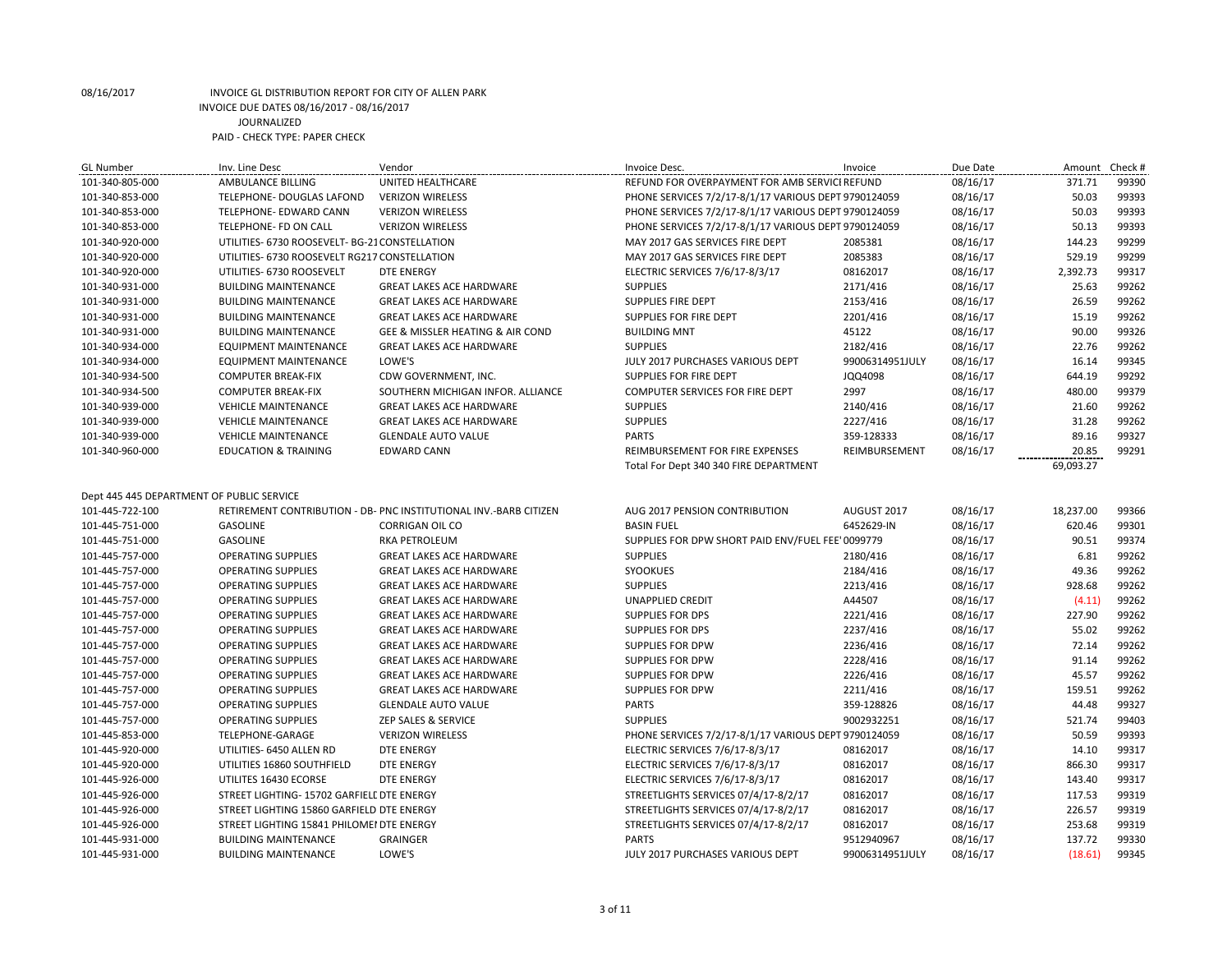08/16/2017 INVOICE GL DISTRIBUTION REPORT FOR CITY OF ALLEN PARK
INVOICE DUE DATES 08/16/2017 - 08/16/2017
JOURNALIZED
PAID - CHECK TYPE: PAPER CHECK

| GL Number | Inv. Line Desc | Vendor | Invoice Desc. | Invoice | Due Date | Amount | Check # |
|---|---|---|---|---|---|---|---|
| 101-340-805-000 | AMBULANCE BILLING | UNITED HEALTHCARE | REFUND FOR OVERPAYMENT FOR AMB SERVICI REFUND | | 08/16/17 | 371.71 | 99390 |
| 101-340-853-000 | TELEPHONE- DOUGLAS LAFOND | VERIZON WIRELESS | PHONE SERVICES 7/2/17-8/1/17 VARIOUS DEPT 9790124059 | | 08/16/17 | 50.03 | 99393 |
| 101-340-853-000 | TELEPHONE- EDWARD CANN | VERIZON WIRELESS | PHONE SERVICES 7/2/17-8/1/17 VARIOUS DEPT 9790124059 | | 08/16/17 | 50.03 | 99393 |
| 101-340-853-000 | TELEPHONE- FD ON CALL | VERIZON WIRELESS | PHONE SERVICES 7/2/17-8/1/17 VARIOUS DEPT 9790124059 | | 08/16/17 | 50.13 | 99393 |
| 101-340-920-000 | UTILITIES- 6730 ROOSEVELT- BG-21 CONSTELLATION | | MAY 2017 GAS SERVICES FIRE DEPT | 2085381 | 08/16/17 | 144.23 | 99299 |
| 101-340-920-000 | UTILITIES- 6730 ROOSEVELT RG217 CONSTELLATION | | MAY 2017 GAS SERVICES FIRE DEPT | 2085383 | 08/16/17 | 529.19 | 99299 |
| 101-340-920-000 | UTILITIES- 6730 ROOSEVELT | DTE ENERGY | ELECTRIC SERVICES 7/6/17-8/3/17 | 08162017 | 08/16/17 | 2,392.73 | 99317 |
| 101-340-931-000 | BUILDING MAINTENANCE | GREAT LAKES ACE HARDWARE | SUPPLIES | 2171/416 | 08/16/17 | 25.63 | 99262 |
| 101-340-931-000 | BUILDING MAINTENANCE | GREAT LAKES ACE HARDWARE | SUPPLIES FIRE DEPT | 2153/416 | 08/16/17 | 26.59 | 99262 |
| 101-340-931-000 | BUILDING MAINTENANCE | GREAT LAKES ACE HARDWARE | SUPPLIES FOR FIRE DEPT | 2201/416 | 08/16/17 | 15.19 | 99262 |
| 101-340-931-000 | BUILDING MAINTENANCE | GEE & MISSLER HEATING & AIR COND | BUILDING MNT | 45122 | 08/16/17 | 90.00 | 99326 |
| 101-340-934-000 | EQUIPMENT MAINTENANCE | GREAT LAKES ACE HARDWARE | SUPPLIES | 2182/416 | 08/16/17 | 22.76 | 99262 |
| 101-340-934-000 | EQUIPMENT MAINTENANCE | LOWE'S | JULY 2017 PURCHASES VARIOUS DEPT | 99006314951JULY | 08/16/17 | 16.14 | 99345 |
| 101-340-934-500 | COMPUTER BREAK-FIX | CDW GOVERNMENT, INC. | SUPPLIES FOR FIRE DEPT | JQQ4098 | 08/16/17 | 644.19 | 99292 |
| 101-340-934-500 | COMPUTER BREAK-FIX | SOUTHERN MICHIGAN INFOR. ALLIANCE | COMPUTER SERVICES FOR FIRE DEPT | 2997 | 08/16/17 | 480.00 | 99379 |
| 101-340-939-000 | VEHICLE MAINTENANCE | GREAT LAKES ACE HARDWARE | SUPPLIES | 2140/416 | 08/16/17 | 21.60 | 99262 |
| 101-340-939-000 | VEHICLE MAINTENANCE | GREAT LAKES ACE HARDWARE | SUPPLIES | 2227/416 | 08/16/17 | 31.28 | 99262 |
| 101-340-939-000 | VEHICLE MAINTENANCE | GLENDALE AUTO VALUE | PARTS | 359-128333 | 08/16/17 | 89.16 | 99327 |
| 101-340-960-000 | EDUCATION & TRAINING | EDWARD CANN | REIMBURSEMENT FOR FIRE EXPENSES | REIMBURSEMENT | 08/16/17 | 20.85 | 99291 |
| | | | Total For Dept 340 340 FIRE DEPARTMENT | | | 69,093.27 | |

Dept 445 445 DEPARTMENT OF PUBLIC SERVICE

| GL Number | Inv. Line Desc | Vendor | Invoice Desc. | Invoice | Due Date | Amount | Check # |
|---|---|---|---|---|---|---|---|
| 101-445-722-100 | RETIREMENT CONTRIBUTION - DB- PNC INSTITUTIONAL INV.-BARB CITIZEN | | AUG 2017 PENSION CONTRIBUTION | AUGUST 2017 | 08/16/17 | 18,237.00 | 99366 |
| 101-445-751-000 | GASOLINE | CORRIGAN OIL CO | BASIN FUEL | 6452629-IN | 08/16/17 | 620.46 | 99301 |
| 101-445-751-000 | GASOLINE | RKA PETROLEUM | SUPPLIES FOR DPW SHORT PAID ENV/FUEL FEE' 0099779 | | 08/16/17 | 90.51 | 99374 |
| 101-445-757-000 | OPERATING SUPPLIES | GREAT LAKES ACE HARDWARE | SUPPLIES | 2180/416 | 08/16/17 | 6.81 | 99262 |
| 101-445-757-000 | OPERATING SUPPLIES | GREAT LAKES ACE HARDWARE | SYOOKUES | 2184/416 | 08/16/17 | 49.36 | 99262 |
| 101-445-757-000 | OPERATING SUPPLIES | GREAT LAKES ACE HARDWARE | SUPPLIES | 2213/416 | 08/16/17 | 928.68 | 99262 |
| 101-445-757-000 | OPERATING SUPPLIES | GREAT LAKES ACE HARDWARE | UNAPPLIED CREDIT | A44507 | 08/16/17 | (4.11) | 99262 |
| 101-445-757-000 | OPERATING SUPPLIES | GREAT LAKES ACE HARDWARE | SUPPLIES FOR DPS | 2221/416 | 08/16/17 | 227.90 | 99262 |
| 101-445-757-000 | OPERATING SUPPLIES | GREAT LAKES ACE HARDWARE | SUPPLIES FOR DPS | 2237/416 | 08/16/17 | 55.02 | 99262 |
| 101-445-757-000 | OPERATING SUPPLIES | GREAT LAKES ACE HARDWARE | SUPPLIES FOR DPW | 2236/416 | 08/16/17 | 72.14 | 99262 |
| 101-445-757-000 | OPERATING SUPPLIES | GREAT LAKES ACE HARDWARE | SUPPLIES FOR DPW | 2228/416 | 08/16/17 | 91.14 | 99262 |
| 101-445-757-000 | OPERATING SUPPLIES | GREAT LAKES ACE HARDWARE | SUPPLIES FOR DPW | 2226/416 | 08/16/17 | 45.57 | 99262 |
| 101-445-757-000 | OPERATING SUPPLIES | GREAT LAKES ACE HARDWARE | SUPPLIES FOR DPW | 2211/416 | 08/16/17 | 159.51 | 99262 |
| 101-445-757-000 | OPERATING SUPPLIES | GLENDALE AUTO VALUE | PARTS | 359-128826 | 08/16/17 | 44.48 | 99327 |
| 101-445-757-000 | OPERATING SUPPLIES | ZEP SALES & SERVICE | SUPPLIES | 9002932251 | 08/16/17 | 521.74 | 99403 |
| 101-445-853-000 | TELEPHONE-GARAGE | VERIZON WIRELESS | PHONE SERVICES 7/2/17-8/1/17 VARIOUS DEPT 9790124059 | | 08/16/17 | 50.59 | 99393 |
| 101-445-920-000 | UTILITIES- 6450 ALLEN RD | DTE ENERGY | ELECTRIC SERVICES 7/6/17-8/3/17 | 08162017 | 08/16/17 | 14.10 | 99317 |
| 101-445-920-000 | UTILITIES 16860 SOUTHFIELD | DTE ENERGY | ELECTRIC SERVICES 7/6/17-8/3/17 | 08162017 | 08/16/17 | 866.30 | 99317 |
| 101-445-926-000 | UTILITES 16430 ECORSE | DTE ENERGY | ELECTRIC SERVICES 7/6/17-8/3/17 | 08162017 | 08/16/17 | 143.40 | 99317 |
| 101-445-926-000 | STREET LIGHTING- 15702 GARFIELD DTE ENERGY | | STREETLIGHTS SERVICES 07/4/17-8/2/17 | 08162017 | 08/16/17 | 117.53 | 99319 |
| 101-445-926-000 | STREET LIGHTING 15860 GARFIELD DTE ENERGY | | STREETLIGHTS SERVICES 07/4/17-8/2/17 | 08162017 | 08/16/17 | 226.57 | 99319 |
| 101-445-926-000 | STREET LIGHTING 15841 PHILOMEI DTE ENERGY | | STREETLIGHTS SERVICES 07/4/17-8/2/17 | 08162017 | 08/16/17 | 253.68 | 99319 |
| 101-445-931-000 | BUILDING MAINTENANCE | GRAINGER | PARTS | 9512940967 | 08/16/17 | 137.72 | 99330 |
| 101-445-931-000 | BUILDING MAINTENANCE | LOWE'S | JULY 2017 PURCHASES VARIOUS DEPT | 99006314951JULY | 08/16/17 | (18.61) | 99345 |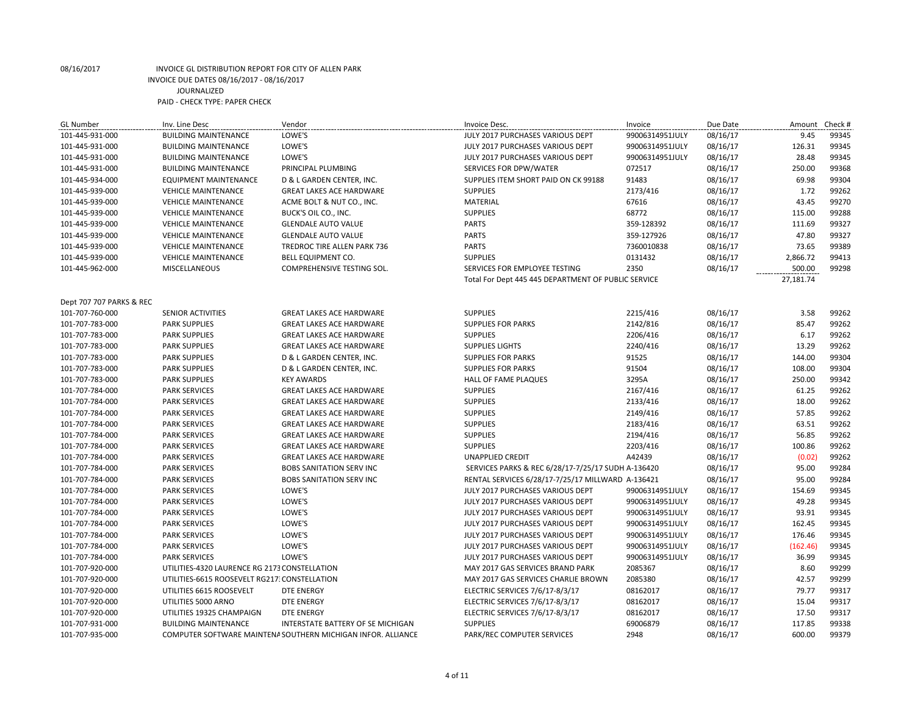08/16/2017 INVOICE GL DISTRIBUTION REPORT FOR CITY OF ALLEN PARK
INVOICE DUE DATES 08/16/2017 - 08/16/2017
JOURNALIZED
PAID - CHECK TYPE: PAPER CHECK

| GL Number | Inv. Line Desc | Vendor | Invoice Desc. | Invoice | Due Date | Amount | Check # |
|---|---|---|---|---|---|---|---|
| 101-445-931-000 | BUILDING MAINTENANCE | LOWE'S | JULY 2017 PURCHASES VARIOUS DEPT | 99006314951JULY | 08/16/17 | 9.45 | 99345 |
| 101-445-931-000 | BUILDING MAINTENANCE | LOWE'S | JULY 2017 PURCHASES VARIOUS DEPT | 99006314951JULY | 08/16/17 | 126.31 | 99345 |
| 101-445-931-000 | BUILDING MAINTENANCE | LOWE'S | JULY 2017 PURCHASES VARIOUS DEPT | 99006314951JULY | 08/16/17 | 28.48 | 99345 |
| 101-445-931-000 | BUILDING MAINTENANCE | PRINCIPAL PLUMBING | SERVICES FOR DPW/WATER | 072517 | 08/16/17 | 250.00 | 99368 |
| 101-445-934-000 | EQUIPMENT MAINTENANCE | D & L GARDEN CENTER, INC. | SUPPLIES ITEM SHORT PAID ON CK 99188 | 91483 | 08/16/17 | 69.98 | 99304 |
| 101-445-939-000 | VEHICLE MAINTENANCE | GREAT LAKES ACE HARDWARE | SUPPLIES | 2173/416 | 08/16/17 | 1.72 | 99262 |
| 101-445-939-000 | VEHICLE MAINTENANCE | ACME BOLT & NUT CO., INC. | MATERIAL | 67616 | 08/16/17 | 43.45 | 99270 |
| 101-445-939-000 | VEHICLE MAINTENANCE | BUCK'S OIL CO., INC. | SUPPLIES | 68772 | 08/16/17 | 115.00 | 99288 |
| 101-445-939-000 | VEHICLE MAINTENANCE | GLENDALE AUTO VALUE | PARTS | 359-128392 | 08/16/17 | 111.69 | 99327 |
| 101-445-939-000 | VEHICLE MAINTENANCE | GLENDALE AUTO VALUE | PARTS | 359-127926 | 08/16/17 | 47.80 | 99327 |
| 101-445-939-000 | VEHICLE MAINTENANCE | TREDROC TIRE ALLEN PARK 736 | PARTS | 7360010838 | 08/16/17 | 73.65 | 99389 |
| 101-445-939-000 | VEHICLE MAINTENANCE | BELL EQUIPMENT CO. | SUPPLIES | 0131432 | 08/16/17 | 2,866.72 | 99413 |
| 101-445-962-000 | MISCELLANEOUS | COMPREHENSIVE TESTING SOL. | SERVICES FOR EMPLOYEE TESTING | 2350 | 08/16/17 | 500.00 | 99298 |
| | | | Total For Dept 445 445 DEPARTMENT OF PUBLIC SERVICE | | | 27,181.74 | |
| Dept 707 707 PARKS & REC | | | | | | | |
| 101-707-760-000 | SENIOR ACTIVITIES | GREAT LAKES ACE HARDWARE | SUPPLIES | 2215/416 | 08/16/17 | 3.58 | 99262 |
| 101-707-783-000 | PARK SUPPLIES | GREAT LAKES ACE HARDWARE | SUPPLIES FOR PARKS | 2142/816 | 08/16/17 | 85.47 | 99262 |
| 101-707-783-000 | PARK SUPPLIES | GREAT LAKES ACE HARDWARE | SUPPLIES | 2206/416 | 08/16/17 | 6.17 | 99262 |
| 101-707-783-000 | PARK SUPPLIES | GREAT LAKES ACE HARDWARE | SUPPLIES LIGHTS | 2240/416 | 08/16/17 | 13.29 | 99262 |
| 101-707-783-000 | PARK SUPPLIES | D & L GARDEN CENTER, INC. | SUPPLIES FOR PARKS | 91525 | 08/16/17 | 144.00 | 99304 |
| 101-707-783-000 | PARK SUPPLIES | D & L GARDEN CENTER, INC. | SUPPLIES FOR PARKS | 91504 | 08/16/17 | 108.00 | 99304 |
| 101-707-783-000 | PARK SUPPLIES | KEY AWARDS | HALL OF FAME PLAQUES | 3295A | 08/16/17 | 250.00 | 99342 |
| 101-707-784-000 | PARK SERVICES | GREAT LAKES ACE HARDWARE | SUPPLIES | 2167/416 | 08/16/17 | 61.25 | 99262 |
| 101-707-784-000 | PARK SERVICES | GREAT LAKES ACE HARDWARE | SUPPLIES | 2133/416 | 08/16/17 | 18.00 | 99262 |
| 101-707-784-000 | PARK SERVICES | GREAT LAKES ACE HARDWARE | SUPPLIES | 2149/416 | 08/16/17 | 57.85 | 99262 |
| 101-707-784-000 | PARK SERVICES | GREAT LAKES ACE HARDWARE | SUPPLIES | 2183/416 | 08/16/17 | 63.51 | 99262 |
| 101-707-784-000 | PARK SERVICES | GREAT LAKES ACE HARDWARE | SUPPLIES | 2194/416 | 08/16/17 | 56.85 | 99262 |
| 101-707-784-000 | PARK SERVICES | GREAT LAKES ACE HARDWARE | SUPPLIES | 2203/416 | 08/16/17 | 100.86 | 99262 |
| 101-707-784-000 | PARK SERVICES | GREAT LAKES ACE HARDWARE | UNAPPLIED CREDIT | A42439 | 08/16/17 | (0.02) | 99262 |
| 101-707-784-000 | PARK SERVICES | BOBS SANITATION SERV INC | SERVICES PARKS & REC 6/28/17-7/25/17 SUDH | A-136420 | 08/16/17 | 95.00 | 99284 |
| 101-707-784-000 | PARK SERVICES | BOBS SANITATION SERV INC | RENTAL SERVICES 6/28/17-7/25/17 MILLWARD | A-136421 | 08/16/17 | 95.00 | 99284 |
| 101-707-784-000 | PARK SERVICES | LOWE'S | JULY 2017 PURCHASES VARIOUS DEPT | 99006314951JULY | 08/16/17 | 154.69 | 99345 |
| 101-707-784-000 | PARK SERVICES | LOWE'S | JULY 2017 PURCHASES VARIOUS DEPT | 99006314951JULY | 08/16/17 | 49.28 | 99345 |
| 101-707-784-000 | PARK SERVICES | LOWE'S | JULY 2017 PURCHASES VARIOUS DEPT | 99006314951JULY | 08/16/17 | 93.91 | 99345 |
| 101-707-784-000 | PARK SERVICES | LOWE'S | JULY 2017 PURCHASES VARIOUS DEPT | 99006314951JULY | 08/16/17 | 162.45 | 99345 |
| 101-707-784-000 | PARK SERVICES | LOWE'S | JULY 2017 PURCHASES VARIOUS DEPT | 99006314951JULY | 08/16/17 | 176.46 | 99345 |
| 101-707-784-000 | PARK SERVICES | LOWE'S | JULY 2017 PURCHASES VARIOUS DEPT | 99006314951JULY | 08/16/17 | (162.46) | 99345 |
| 101-707-784-000 | PARK SERVICES | LOWE'S | JULY 2017 PURCHASES VARIOUS DEPT | 99006314951JULY | 08/16/17 | 36.99 | 99345 |
| 101-707-920-000 | UTILITIES-4320 LAURENCE RG 2173 | CONSTELLATION | MAY 2017 GAS SERVICES BRAND PARK | 2085367 | 08/16/17 | 8.60 | 99299 |
| 101-707-920-000 | UTILITIES-6615 ROOSEVELT RG217 | CONSTELLATION | MAY 2017 GAS SERVICES CHARLIE BROWN | 2085380 | 08/16/17 | 42.57 | 99299 |
| 101-707-920-000 | UTILITIES 6615 ROOSEVELT | DTE ENERGY | ELECTRIC SERVICES 7/6/17-8/3/17 | 08162017 | 08/16/17 | 79.77 | 99317 |
| 101-707-920-000 | UTILITIES 5000 ARNO | DTE ENERGY | ELECTRIC SERVICES 7/6/17-8/3/17 | 08162017 | 08/16/17 | 15.04 | 99317 |
| 101-707-920-000 | UTILITIES 19325 CHAMPAIGN | DTE ENERGY | ELECTRIC SERVICES 7/6/17-8/3/17 | 08162017 | 08/16/17 | 17.50 | 99317 |
| 101-707-931-000 | BUILDING MAINTENANCE | INTERSTATE BATTERY OF SE MICHIGAN | SUPPLIES | 69006879 | 08/16/17 | 117.85 | 99338 |
| 101-707-935-000 | COMPUTER SOFTWARE MAINTENA | SOUTHERN MICHIGAN INFOR. ALLIANCE | PARK/REC COMPUTER SERVICES | 2948 | 08/16/17 | 600.00 | 99379 |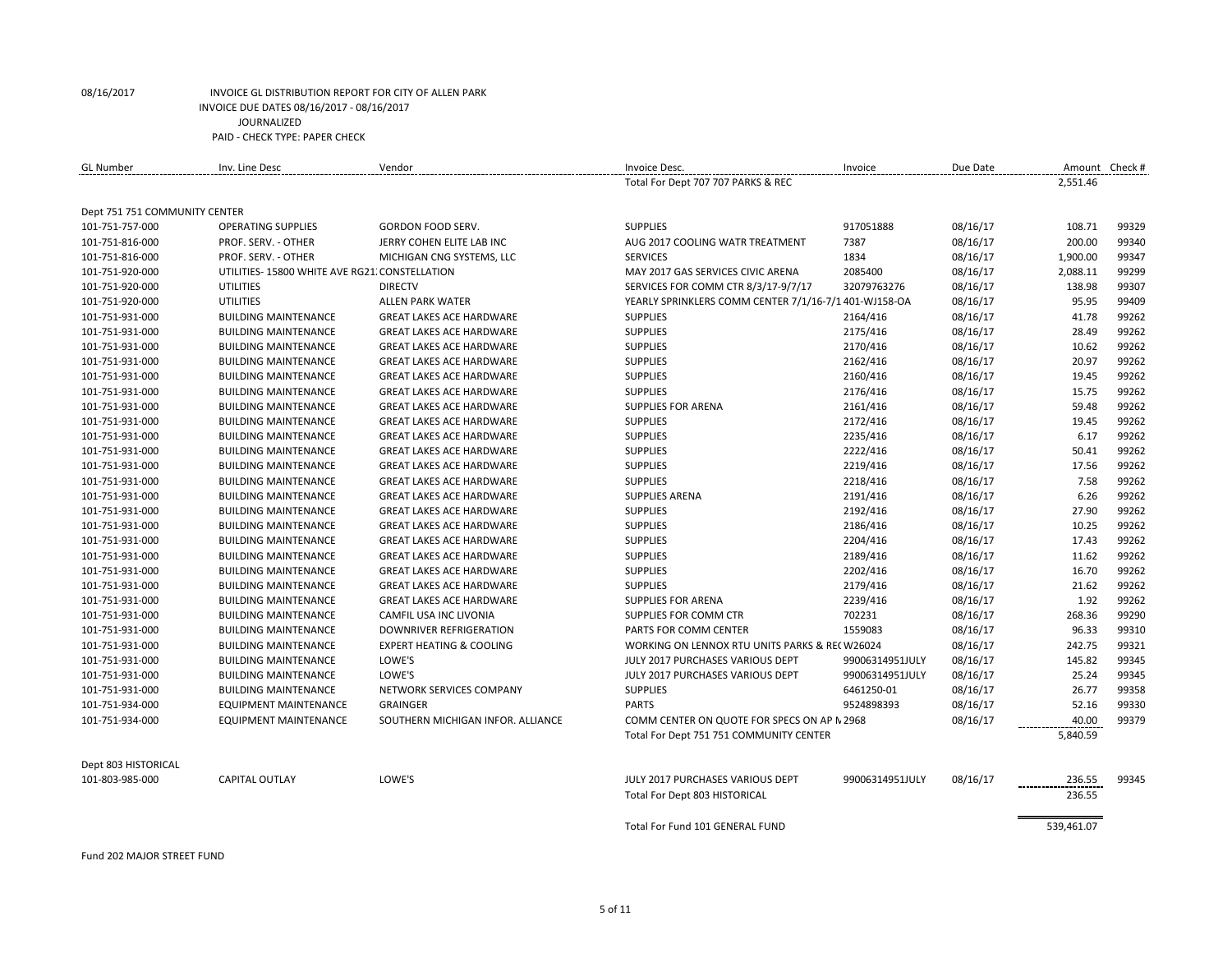08/16/2017 INVOICE GL DISTRIBUTION REPORT FOR CITY OF ALLEN PARK

INVOICE DUE DATES 08/16/2017 - 08/16/2017

JOURNALIZED

PAID - CHECK TYPE: PAPER CHECK

| GL Number | Inv. Line Desc | Vendor | Invoice Desc. | Invoice | Due Date | Amount | Check # |
|---|---|---|---|---|---|---|---|
| | | | Total For Dept 707 707 PARKS & REC | | | 2,551.46 | |
| Dept 751 751 COMMUNITY CENTER | | | | | | | |
| 101-751-757-000 | OPERATING SUPPLIES | GORDON FOOD SERV. | SUPPLIES | 917051888 | 08/16/17 | 108.71 | 99329 |
| 101-751-816-000 | PROF. SERV. - OTHER | JERRY COHEN ELITE LAB INC | AUG 2017 COOLING WATR TREATMENT | 7387 | 08/16/17 | 200.00 | 99340 |
| 101-751-816-000 | PROF. SERV. - OTHER | MICHIGAN CNG SYSTEMS, LLC | SERVICES | 1834 | 08/16/17 | 1,900.00 | 99347 |
| 101-751-920-000 | UTILITIES- 15800 WHITE AVE RG21 | CONSTELLATION | MAY 2017 GAS SERVICES CIVIC ARENA | 2085400 | 08/16/17 | 2,088.11 | 99299 |
| 101-751-920-000 | UTILITIES | DIRECTV | SERVICES FOR COMM CTR 8/3/17-9/7/17 | 32079763276 | 08/16/17 | 138.98 | 99307 |
| 101-751-920-000 | UTILITIES | ALLEN PARK WATER | YEARLY SPRINKLERS COMM CENTER 7/1/16-7/1 | 401-WJ158-OA | 08/16/17 | 95.95 | 99409 |
| 101-751-931-000 | BUILDING MAINTENANCE | GREAT LAKES ACE HARDWARE | SUPPLIES | 2164/416 | 08/16/17 | 41.78 | 99262 |
| 101-751-931-000 | BUILDING MAINTENANCE | GREAT LAKES ACE HARDWARE | SUPPLIES | 2175/416 | 08/16/17 | 28.49 | 99262 |
| 101-751-931-000 | BUILDING MAINTENANCE | GREAT LAKES ACE HARDWARE | SUPPLIES | 2170/416 | 08/16/17 | 10.62 | 99262 |
| 101-751-931-000 | BUILDING MAINTENANCE | GREAT LAKES ACE HARDWARE | SUPPLIES | 2162/416 | 08/16/17 | 20.97 | 99262 |
| 101-751-931-000 | BUILDING MAINTENANCE | GREAT LAKES ACE HARDWARE | SUPPLIES | 2160/416 | 08/16/17 | 19.45 | 99262 |
| 101-751-931-000 | BUILDING MAINTENANCE | GREAT LAKES ACE HARDWARE | SUPPLIES | 2176/416 | 08/16/17 | 15.75 | 99262 |
| 101-751-931-000 | BUILDING MAINTENANCE | GREAT LAKES ACE HARDWARE | SUPPLIES FOR ARENA | 2161/416 | 08/16/17 | 59.48 | 99262 |
| 101-751-931-000 | BUILDING MAINTENANCE | GREAT LAKES ACE HARDWARE | SUPPLIES | 2172/416 | 08/16/17 | 19.45 | 99262 |
| 101-751-931-000 | BUILDING MAINTENANCE | GREAT LAKES ACE HARDWARE | SUPPLIES | 2235/416 | 08/16/17 | 6.17 | 99262 |
| 101-751-931-000 | BUILDING MAINTENANCE | GREAT LAKES ACE HARDWARE | SUPPLIES | 2222/416 | 08/16/17 | 50.41 | 99262 |
| 101-751-931-000 | BUILDING MAINTENANCE | GREAT LAKES ACE HARDWARE | SUPPLIES | 2219/416 | 08/16/17 | 17.56 | 99262 |
| 101-751-931-000 | BUILDING MAINTENANCE | GREAT LAKES ACE HARDWARE | SUPPLIES | 2218/416 | 08/16/17 | 7.58 | 99262 |
| 101-751-931-000 | BUILDING MAINTENANCE | GREAT LAKES ACE HARDWARE | SUPPLIES ARENA | 2191/416 | 08/16/17 | 6.26 | 99262 |
| 101-751-931-000 | BUILDING MAINTENANCE | GREAT LAKES ACE HARDWARE | SUPPLIES | 2192/416 | 08/16/17 | 27.90 | 99262 |
| 101-751-931-000 | BUILDING MAINTENANCE | GREAT LAKES ACE HARDWARE | SUPPLIES | 2186/416 | 08/16/17 | 10.25 | 99262 |
| 101-751-931-000 | BUILDING MAINTENANCE | GREAT LAKES ACE HARDWARE | SUPPLIES | 2204/416 | 08/16/17 | 17.43 | 99262 |
| 101-751-931-000 | BUILDING MAINTENANCE | GREAT LAKES ACE HARDWARE | SUPPLIES | 2189/416 | 08/16/17 | 11.62 | 99262 |
| 101-751-931-000 | BUILDING MAINTENANCE | GREAT LAKES ACE HARDWARE | SUPPLIES | 2202/416 | 08/16/17 | 16.70 | 99262 |
| 101-751-931-000 | BUILDING MAINTENANCE | GREAT LAKES ACE HARDWARE | SUPPLIES | 2179/416 | 08/16/17 | 21.62 | 99262 |
| 101-751-931-000 | BUILDING MAINTENANCE | GREAT LAKES ACE HARDWARE | SUPPLIES FOR ARENA | 2239/416 | 08/16/17 | 1.92 | 99262 |
| 101-751-931-000 | BUILDING MAINTENANCE | CAMFIL USA INC LIVONIA | SUPPLIES FOR COMM CTR | 702231 | 08/16/17 | 268.36 | 99290 |
| 101-751-931-000 | BUILDING MAINTENANCE | DOWNRIVER REFRIGERATION | PARTS FOR COMM CENTER | 1559083 | 08/16/17 | 96.33 | 99310 |
| 101-751-931-000 | BUILDING MAINTENANCE | EXPERT HEATING & COOLING | WORKING ON LENNOX RTU UNITS PARKS & REC | W26024 | 08/16/17 | 242.75 | 99321 |
| 101-751-931-000 | BUILDING MAINTENANCE | LOWE'S | JULY 2017 PURCHASES VARIOUS DEPT | 99006314951JULY | 08/16/17 | 145.82 | 99345 |
| 101-751-931-000 | BUILDING MAINTENANCE | LOWE'S | JULY 2017 PURCHASES VARIOUS DEPT | 99006314951JULY | 08/16/17 | 25.24 | 99345 |
| 101-751-931-000 | BUILDING MAINTENANCE | NETWORK SERVICES COMPANY | SUPPLIES | 6461250-01 | 08/16/17 | 26.77 | 99358 |
| 101-751-934-000 | EQUIPMENT MAINTENANCE | GRAINGER | PARTS | 9524898393 | 08/16/17 | 52.16 | 99330 |
| 101-751-934-000 | EQUIPMENT MAINTENANCE | SOUTHERN MICHIGAN INFOR. ALLIANCE | COMM CENTER ON QUOTE FOR SPECS ON AP N | 2968 | 08/16/17 | 40.00 | 99379 |
| | | | Total For Dept 751 751 COMMUNITY CENTER | | | 5,840.59 | |
| Dept 803 HISTORICAL | | | | | | | |
| 101-803-985-000 | CAPITAL OUTLAY | LOWE'S | JULY 2017 PURCHASES VARIOUS DEPT | 99006314951JULY | 08/16/17 | 236.55 | 99345 |
| | | | Total For Dept 803 HISTORICAL | | | 236.55 | |
| | | | Total For Fund 101 GENERAL FUND | | | 539,461.07 | |

Fund 202 MAJOR STREET FUND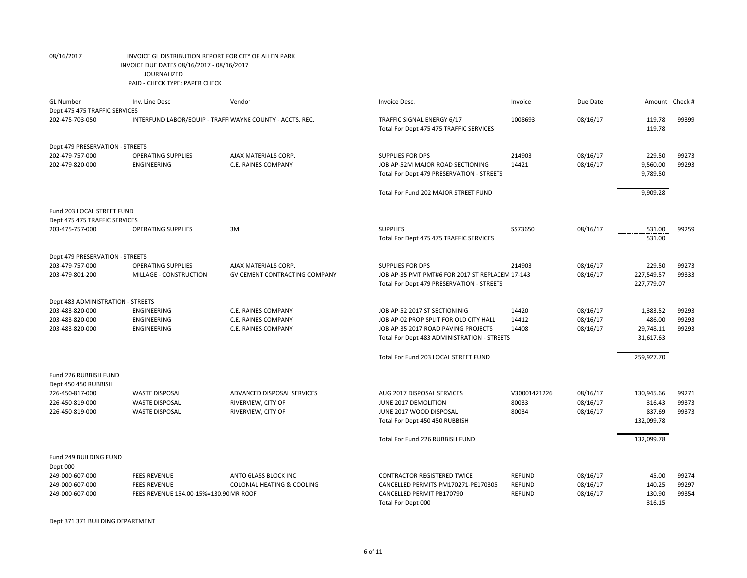08/16/2017 INVOICE GL DISTRIBUTION REPORT FOR CITY OF ALLEN PARK
INVOICE DUE DATES 08/16/2017 - 08/16/2017
JOURNALIZED
PAID - CHECK TYPE: PAPER CHECK

| GL Number | Inv. Line Desc | Vendor | Invoice Desc. | Invoice | Due Date | Amount | Check # |
|---|---|---|---|---|---|---|---|
| Dept 475 475 TRAFFIC SERVICES | | | | | | | |
| 202-475-703-050 | INTERFUND LABOR/EQUIP - TRAFF | WAYNE COUNTY - ACCTS. REC. | TRAFFIC SIGNAL ENERGY 6/17 | 1008693 | 08/16/17 | 119.78 | 99399 |
| | | | Total For Dept 475 475 TRAFFIC SERVICES | | | 119.78 | |
| Dept 479 PRESERVATION - STREETS | | | | | | | |
| 202-479-757-000 | OPERATING SUPPLIES | AJAX MATERIALS CORP. | SUPPLIES FOR DPS | 214903 | 08/16/17 | 229.50 | 99273 |
| 202-479-820-000 | ENGINEERING | C.E. RAINES COMPANY | JOB AP-52M MAJOR ROAD SECTIONING | 14421 | 08/16/17 | 9,560.00 | 99293 |
| | | | Total For Dept 479 PRESERVATION - STREETS | | | 9,789.50 | |
| | | | Total For Fund 202 MAJOR STREET FUND | | | 9,909.28 | |
| Fund 203 LOCAL STREET FUND | | | | | | | |
| Dept 475 475 TRAFFIC SERVICES | | | | | | | |
| 203-475-757-000 | OPERATING SUPPLIES | 3M | SUPPLIES | SS73650 | 08/16/17 | 531.00 | 99259 |
| | | | Total For Dept 475 475 TRAFFIC SERVICES | | | 531.00 | |
| Dept 479 PRESERVATION - STREETS | | | | | | | |
| 203-479-757-000 | OPERATING SUPPLIES | AJAX MATERIALS CORP. | SUPPLIES FOR DPS | 214903 | 08/16/17 | 229.50 | 99273 |
| 203-479-801-200 | MILLAGE - CONSTRUCTION | GV CEMENT CONTRACTING COMPANY | JOB AP-35 PMT PMT#6 FOR 2017 ST REPLACEM | 17-143 | 08/16/17 | 227,549.57 | 99333 |
| | | | Total For Dept 479 PRESERVATION - STREETS | | | 227,779.07 | |
| Dept 483 ADMINISTRATION - STREETS | | | | | | | |
| 203-483-820-000 | ENGINEERING | C.E. RAINES COMPANY | JOB AP-52 2017 ST SECTIONINIG | 14420 | 08/16/17 | 1,383.52 | 99293 |
| 203-483-820-000 | ENGINEERING | C.E. RAINES COMPANY | JOB AP-02 PROP SPLIT FOR OLD CITY HALL | 14412 | 08/16/17 | 486.00 | 99293 |
| 203-483-820-000 | ENGINEERING | C.E. RAINES COMPANY | JOB AP-35 2017 ROAD PAVING PROJECTS | 14408 | 08/16/17 | 29,748.11 | 99293 |
| | | | Total For Dept 483 ADMINISTRATION - STREETS | | | 31,617.63 | |
| | | | Total For Fund 203 LOCAL STREET FUND | | | 259,927.70 | |
| Fund 226 RUBBISH FUND | | | | | | | |
| Dept 450 450 RUBBISH | | | | | | | |
| 226-450-817-000 | WASTE DISPOSAL | ADVANCED DISPOSAL SERVICES | AUG 2017 DISPOSAL SERVICES | V30001421226 | 08/16/17 | 130,945.66 | 99271 |
| 226-450-819-000 | WASTE DISPOSAL | RIVERVIEW, CITY OF | JUNE 2017 DEMOLITION | 80033 | 08/16/17 | 316.43 | 99373 |
| 226-450-819-000 | WASTE DISPOSAL | RIVERVIEW, CITY OF | JUNE 2017 WOOD DISPOSAL | 80034 | 08/16/17 | 837.69 | 99373 |
| | | | Total For Dept 450 450 RUBBISH | | | 132,099.78 | |
| | | | Total For Fund 226 RUBBISH FUND | | | 132,099.78 | |
| Fund 249 BUILDING FUND | | | | | | | |
| Dept 000 | | | | | | | |
| 249-000-607-000 | FEES REVENUE | ANTO GLASS BLOCK INC | CONTRACTOR REGISTERED TWICE | REFUND | 08/16/17 | 45.00 | 99274 |
| 249-000-607-000 | FEES REVENUE | COLONIAL HEATING & COOLING | CANCELLED PERMITS PM170271-PE170305 | REFUND | 08/16/17 | 140.25 | 99297 |
| 249-000-607-000 | FEES REVENUE 154.00-15%=130.90 | MR ROOF | CANCELLED PERMIT PB170790 | REFUND | 08/16/17 | 130.90 | 99354 |
| | | | Total For Dept 000 | | | 316.15 | |
| Dept 371 371 BUILDING DEPARTMENT | | | | | | | |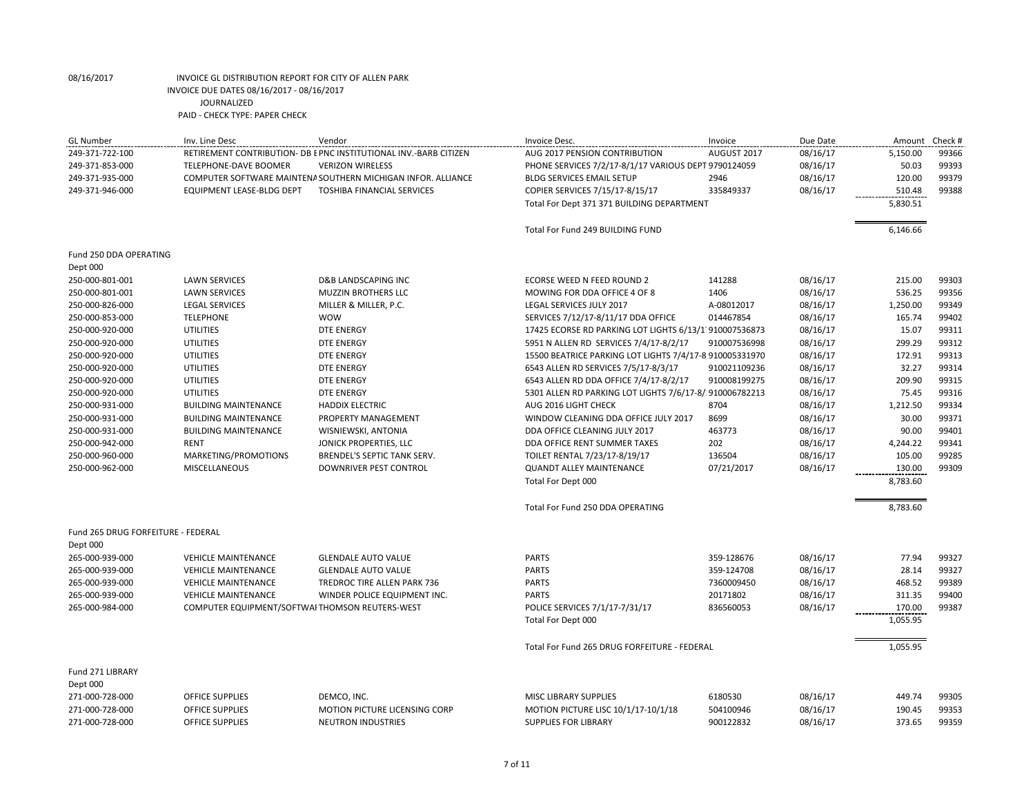08/16/2017 INVOICE GL DISTRIBUTION REPORT FOR CITY OF ALLEN PARK
INVOICE DUE DATES 08/16/2017 - 08/16/2017
JOURNALIZED
PAID - CHECK TYPE: PAPER CHECK

| GL Number | Inv. Line Desc | Vendor | Invoice Desc. | Invoice | Due Date | Amount | Check # |
|---|---|---|---|---|---|---|---|
| 249-371-722-100 | RETIREMENT CONTRIBUTION- DB E | PNC INSTITUTIONAL INV.-BARB CITIZEN | AUG 2017 PENSION CONTRIBUTION | AUGUST 2017 | 08/16/17 | 5,150.00 | 99366 |
| 249-371-853-000 | TELEPHONE-DAVE BOOMER | VERIZON WIRELESS | PHONE SERVICES 7/2/17-8/1/17 VARIOUS DEPT | 9790124059 | 08/16/17 | 50.03 | 99393 |
| 249-371-935-000 | COMPUTER SOFTWARE MAINTENA | SOUTHERN MICHIGAN INFOR. ALLIANCE | BLDG SERVICES EMAIL SETUP | 2946 | 08/16/17 | 120.00 | 99379 |
| 249-371-946-000 | EQUIPMENT LEASE-BLDG DEPT | TOSHIBA FINANCIAL SERVICES | COPIER SERVICES 7/15/17-8/15/17 | 335849337 | 08/16/17 | 510.48 | 99388 |
| | | | Total For Dept 371 371 BUILDING DEPARTMENT | | | 5,830.51 | |
| | | | Total For Fund 249 BUILDING FUND | | | 6,146.66 | |
| Fund 250 DDA OPERATING | | | | | | | |
| Dept 000 | | | | | | | |
| 250-000-801-001 | LAWN SERVICES | D&B LANDSCAPING INC | ECORSE WEED N FEED ROUND 2 | 141288 | 08/16/17 | 215.00 | 99303 |
| 250-000-801-001 | LAWN SERVICES | MUZZIN BROTHERS LLC | MOWING FOR DDA OFFICE 4 OF 8 | 1406 | 08/16/17 | 536.25 | 99356 |
| 250-000-826-000 | LEGAL SERVICES | MILLER & MILLER, P.C. | LEGAL SERVICES JULY 2017 | A-08012017 | 08/16/17 | 1,250.00 | 99349 |
| 250-000-853-000 | TELEPHONE | WOW | SERVICES 7/12/17-8/11/17 DDA OFFICE | 014467854 | 08/16/17 | 165.74 | 99402 |
| 250-000-920-000 | UTILITIES | DTE ENERGY | 17425 ECORSE RD PARKING LOT LIGHTS 6/13/1 | 910007536873 | 08/16/17 | 15.07 | 99311 |
| 250-000-920-000 | UTILITIES | DTE ENERGY | 5951 N ALLEN RD SERVICES 7/4/17-8/2/17 | 910007536998 | 08/16/17 | 299.29 | 99312 |
| 250-000-920-000 | UTILITIES | DTE ENERGY | 15500 BEATRICE PARKING LOT LIGHTS 7/4/17-8 | 910005331970 | 08/16/17 | 172.91 | 99313 |
| 250-000-920-000 | UTILITIES | DTE ENERGY | 6543 ALLEN RD SERVICES 7/5/17-8/3/17 | 910021109236 | 08/16/17 | 32.27 | 99314 |
| 250-000-920-000 | UTILITIES | DTE ENERGY | 6543 ALLEN RD DDA OFFICE 7/4/17-8/2/17 | 910008199275 | 08/16/17 | 209.90 | 99315 |
| 250-000-920-000 | UTILITIES | DTE ENERGY | 5301 ALLEN RD PARKING LOT LIGHTS 7/6/17-8/ | 910006782213 | 08/16/17 | 75.45 | 99316 |
| 250-000-931-000 | BUILDING MAINTENANCE | HADDIX ELECTRIC | AUG 2016 LIGHT CHECK | 8704 | 08/16/17 | 1,212.50 | 99334 |
| 250-000-931-000 | BUILDING MAINTENANCE | PROPERTY MANAGEMENT | WINDOW CLEANING DDA OFFICE JULY 2017 | 8699 | 08/16/17 | 30.00 | 99371 |
| 250-000-931-000 | BUILDING MAINTENANCE | WISNIEWSKI, ANTONIA | DDA OFFICE CLEANING JULY 2017 | 463773 | 08/16/17 | 90.00 | 99401 |
| 250-000-942-000 | RENT | JONICK PROPERTIES, LLC | DDA OFFICE RENT SUMMER TAXES | 202 | 08/16/17 | 4,244.22 | 99341 |
| 250-000-960-000 | MARKETING/PROMOTIONS | BRENDEL'S SEPTIC TANK SERV. | TOILET RENTAL 7/23/17-8/19/17 | 136504 | 08/16/17 | 105.00 | 99285 |
| 250-000-962-000 | MISCELLANEOUS | DOWNRIVER PEST CONTROL | QUANDT ALLEY MAINTENANCE | 07/21/2017 | 08/16/17 | 130.00 | 99309 |
| | | | Total For Dept 000 | | | 8,783.60 | |
| | | | Total For Fund 250 DDA OPERATING | | | 8,783.60 | |
| Fund 265 DRUG FORFEITURE - FEDERAL | | | | | | | |
| Dept 000 | | | | | | | |
| 265-000-939-000 | VEHICLE MAINTENANCE | GLENDALE AUTO VALUE | PARTS | 359-128676 | 08/16/17 | 77.94 | 99327 |
| 265-000-939-000 | VEHICLE MAINTENANCE | GLENDALE AUTO VALUE | PARTS | 359-124708 | 08/16/17 | 28.14 | 99327 |
| 265-000-939-000 | VEHICLE MAINTENANCE | TREDROC TIRE ALLEN PARK 736 | PARTS | 7360009450 | 08/16/17 | 468.52 | 99389 |
| 265-000-939-000 | VEHICLE MAINTENANCE | WINDER POLICE EQUIPMENT INC. | PARTS | 20171802 | 08/16/17 | 311.35 | 99400 |
| 265-000-984-000 | COMPUTER EQUIPMENT/SOFTWAI | THOMSON REUTERS-WEST | POLICE SERVICES 7/1/17-7/31/17 | 836560053 | 08/16/17 | 170.00 | 99387 |
| | | | Total For Dept 000 | | | 1,055.95 | |
| | | | Total For Fund 265 DRUG FORFEITURE - FEDERAL | | | 1,055.95 | |
| Fund 271 LIBRARY | | | | | | | |
| Dept 000 | | | | | | | |
| 271-000-728-000 | OFFICE SUPPLIES | DEMCO, INC. | MISC LIBRARY SUPPLIES | 6180530 | 08/16/17 | 449.74 | 99305 |
| 271-000-728-000 | OFFICE SUPPLIES | MOTION PICTURE LICENSING CORP | MOTION PICTURE LISC 10/1/17-10/1/18 | 504100946 | 08/16/17 | 190.45 | 99353 |
| 271-000-728-000 | OFFICE SUPPLIES | NEUTRON INDUSTRIES | SUPPLIES FOR LIBRARY | 900122832 | 08/16/17 | 373.65 | 99359 |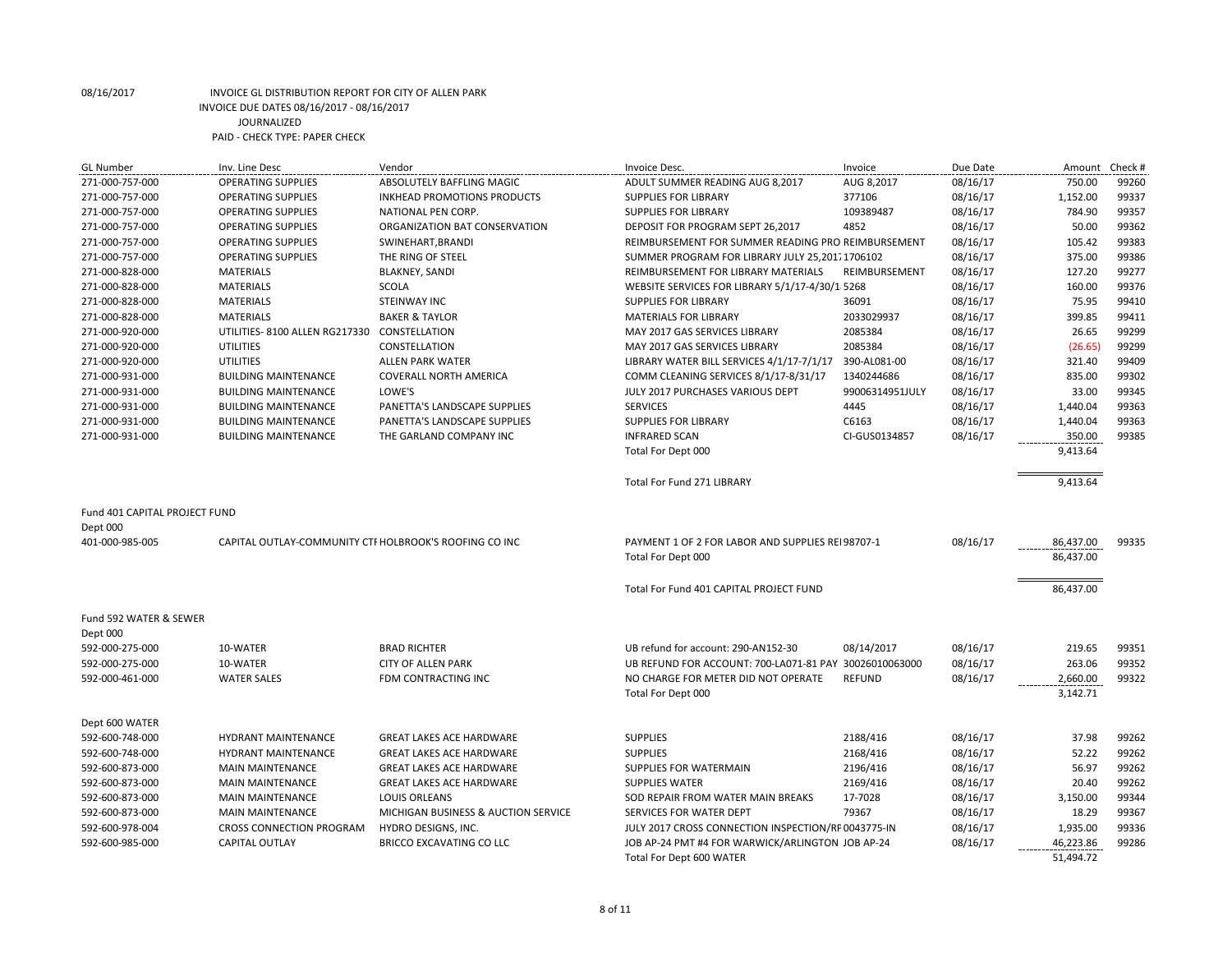08/16/2017 INVOICE GL DISTRIBUTION REPORT FOR CITY OF ALLEN PARK
INVOICE DUE DATES 08/16/2017 - 08/16/2017
JOURNALIZED
PAID - CHECK TYPE: PAPER CHECK

| GL Number | Inv. Line Desc | Vendor | Invoice Desc. | Invoice | Due Date | Amount | Check # |
|---|---|---|---|---|---|---|---|
| 271-000-757-000 | OPERATING SUPPLIES | ABSOLUTELY BAFFLING MAGIC | ADULT SUMMER READING AUG 8,2017 | AUG 8,2017 | 08/16/17 | 750.00 | 99260 |
| 271-000-757-000 | OPERATING SUPPLIES | INKHEAD PROMOTIONS PRODUCTS | SUPPLIES FOR LIBRARY | 377106 | 08/16/17 | 1,152.00 | 99337 |
| 271-000-757-000 | OPERATING SUPPLIES | NATIONAL PEN CORP. | SUPPLIES FOR LIBRARY | 109389487 | 08/16/17 | 784.90 | 99357 |
| 271-000-757-000 | OPERATING SUPPLIES | ORGANIZATION BAT CONSERVATION | DEPOSIT FOR PROGRAM SEPT 26,2017 | 4852 | 08/16/17 | 50.00 | 99362 |
| 271-000-757-000 | OPERATING SUPPLIES | SWINEHART,BRANDI | REIMBURSEMENT FOR SUMMER READING PRO | REIMBURSEMENT | 08/16/17 | 105.42 | 99383 |
| 271-000-757-000 | OPERATING SUPPLIES | THE RING OF STEEL | SUMMER PROGRAM FOR LIBRARY JULY 25,2017 | 1706102 | 08/16/17 | 375.00 | 99386 |
| 271-000-828-000 | MATERIALS | BLAKNEY, SANDI | REIMBURSEMENT FOR LIBRARY MATERIALS | REIMBURSEMENT | 08/16/17 | 127.20 | 99277 |
| 271-000-828-000 | MATERIALS | SCOLA | WEBSITE SERVICES FOR LIBRARY 5/1/17-4/30/1 | 5268 | 08/16/17 | 160.00 | 99376 |
| 271-000-828-000 | MATERIALS | STEINWAY INC | SUPPLIES FOR LIBRARY | 36091 | 08/16/17 | 75.95 | 99410 |
| 271-000-828-000 | MATERIALS | BAKER & TAYLOR | MATERIALS FOR LIBRARY | 2033029937 | 08/16/17 | 399.85 | 99411 |
| 271-000-920-000 | UTILITIES- 8100 ALLEN RG217330 | CONSTELLATION | MAY 2017 GAS SERVICES LIBRARY | 2085384 | 08/16/17 | 26.65 | 99299 |
| 271-000-920-000 | UTILITIES | CONSTELLATION | MAY 2017 GAS SERVICES LIBRARY | 2085384 | 08/16/17 | (26.65) | 99299 |
| 271-000-920-000 | UTILITIES | ALLEN PARK WATER | LIBRARY WATER BILL SERVICES 4/1/17-7/1/17 | 390-AL081-00 | 08/16/17 | 321.40 | 99409 |
| 271-000-931-000 | BUILDING MAINTENANCE | COVERALL NORTH AMERICA | COMM CLEANING SERVICES 8/1/17-8/31/17 | 1340244686 | 08/16/17 | 835.00 | 99302 |
| 271-000-931-000 | BUILDING MAINTENANCE | LOWE'S | JULY 2017 PURCHASES VARIOUS DEPT | 99006314951JULY | 08/16/17 | 33.00 | 99345 |
| 271-000-931-000 | BUILDING MAINTENANCE | PANETTA'S LANDSCAPE SUPPLIES | SERVICES | 4445 | 08/16/17 | 1,440.04 | 99363 |
| 271-000-931-000 | BUILDING MAINTENANCE | PANETTA'S LANDSCAPE SUPPLIES | SUPPLIES FOR LIBRARY | C6163 | 08/16/17 | 1,440.04 | 99363 |
| 271-000-931-000 | BUILDING MAINTENANCE | THE GARLAND COMPANY INC | INFRARED SCAN | CI-GUS0134857 | 08/16/17 | 350.00 | 99385 |
| | | | Total For Dept 000 | | | 9,413.64 | |
| | | | Total For Fund 271 LIBRARY | | | 9,413.64 | |

Fund 401 CAPITAL PROJECT FUND
Dept 000

| GL Number | Inv. Line Desc | Vendor | Invoice Desc. | Invoice | Due Date | Amount | Check # |
|---|---|---|---|---|---|---|---|
| 401-000-985-005 | CAPITAL OUTLAY-COMMUNITY CTR | HOLBROOK'S ROOFING CO INC | PAYMENT 1 OF 2 FOR LABOR AND SUPPLIES REI | 98707-1 | 08/16/17 | 86,437.00 | 99335 |
| | | | Total For Dept 000 | | | 86,437.00 | |
| | | | Total For Fund 401 CAPITAL PROJECT FUND | | | 86,437.00 | |

Fund 592 WATER & SEWER
Dept 000

| GL Number | Inv. Line Desc | Vendor | Invoice Desc. | Invoice | Due Date | Amount | Check # |
|---|---|---|---|---|---|---|---|
| 592-000-275-000 | 10-WATER | BRAD RICHTER | UB refund for account: 290-AN152-30 | 08/14/2017 | 08/16/17 | 219.65 | 99351 |
| 592-000-275-000 | 10-WATER | CITY OF ALLEN PARK | UB REFUND FOR ACCOUNT: 700-LA071-81 PAY | 30026010063000 | 08/16/17 | 263.06 | 99352 |
| 592-000-461-000 | WATER SALES | FDM CONTRACTING INC | NO CHARGE FOR METER DID NOT OPERATE | REFUND | 08/16/17 | 2,660.00 | 99322 |
| | | | Total For Dept 000 | | | 3,142.71 | |

Dept 600 WATER

| GL Number | Inv. Line Desc | Vendor | Invoice Desc. | Invoice | Due Date | Amount | Check # |
|---|---|---|---|---|---|---|---|
| 592-600-748-000 | HYDRANT MAINTENANCE | GREAT LAKES ACE HARDWARE | SUPPLIES | 2188/416 | 08/16/17 | 37.98 | 99262 |
| 592-600-748-000 | HYDRANT MAINTENANCE | GREAT LAKES ACE HARDWARE | SUPPLIES | 2168/416 | 08/16/17 | 52.22 | 99262 |
| 592-600-873-000 | MAIN MAINTENANCE | GREAT LAKES ACE HARDWARE | SUPPLIES FOR WATERMAIN | 2196/416 | 08/16/17 | 56.97 | 99262 |
| 592-600-873-000 | MAIN MAINTENANCE | GREAT LAKES ACE HARDWARE | SUPPLIES WATER | 2169/416 | 08/16/17 | 20.40 | 99262 |
| 592-600-873-000 | MAIN MAINTENANCE | LOUIS ORLEANS | SOD REPAIR FROM WATER MAIN BREAKS | 17-7028 | 08/16/17 | 3,150.00 | 99344 |
| 592-600-873-000 | MAIN MAINTENANCE | MICHIGAN BUSINESS & AUCTION SERVICE | SERVICES FOR WATER DEPT | 79367 | 08/16/17 | 18.29 | 99367 |
| 592-600-978-004 | CROSS CONNECTION PROGRAM | HYDRO DESIGNS, INC. | JULY 2017 CROSS CONNECTION INSPECTION/RE | 0043775-IN | 08/16/17 | 1,935.00 | 99336 |
| 592-600-985-000 | CAPITAL OUTLAY | BRICCO EXCAVATING CO LLC | JOB AP-24 PMT #4 FOR WARWICK/ARLINGTON | JOB AP-24 | 08/16/17 | 46,223.86 | 99286 |
| | | | Total For Dept 600 WATER | | | 51,494.72 | |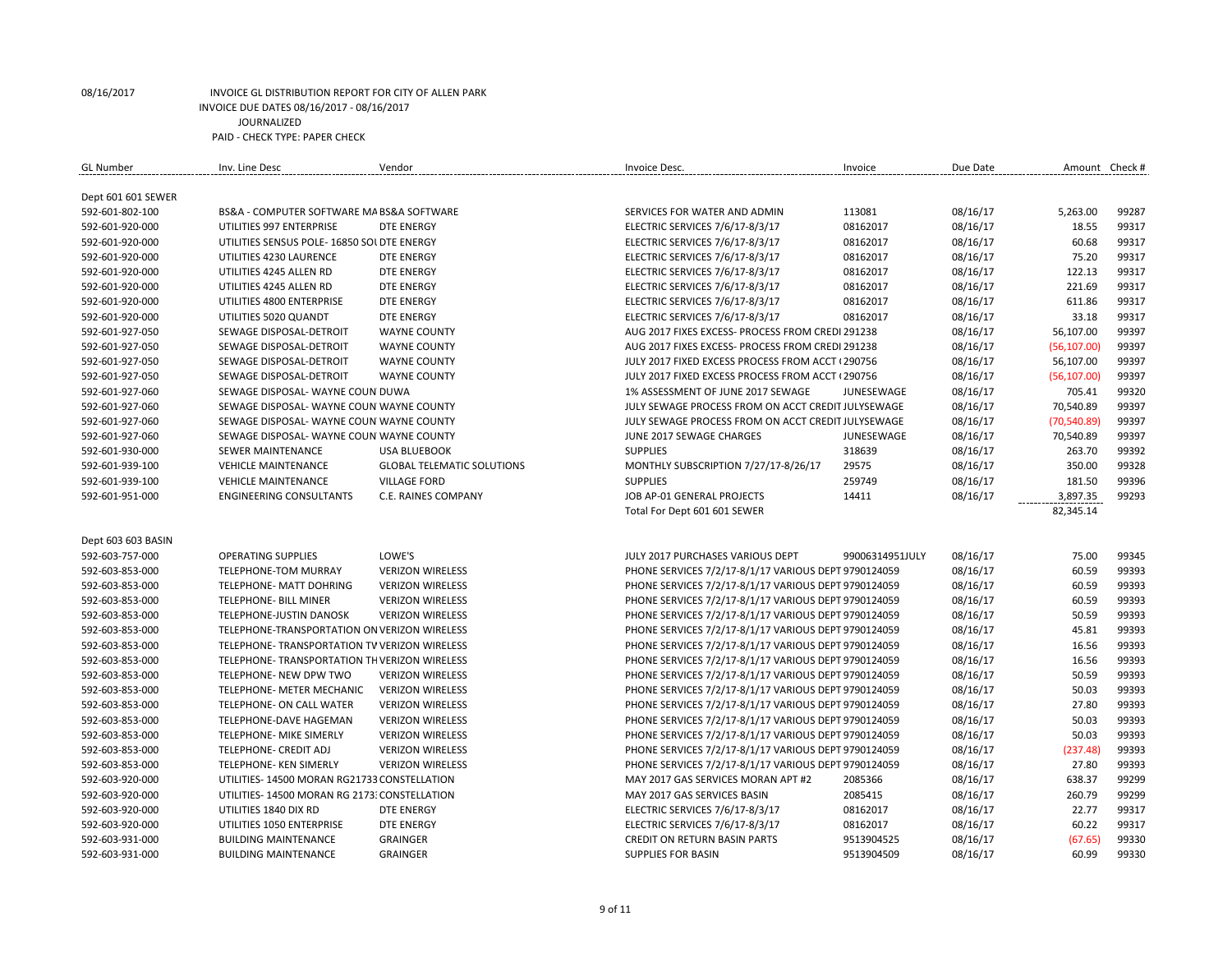08/16/2017 INVOICE GL DISTRIBUTION REPORT FOR CITY OF ALLEN PARK
INVOICE DUE DATES 08/16/2017 - 08/16/2017
JOURNALIZED
PAID - CHECK TYPE: PAPER CHECK

| GL Number | Inv. Line Desc | Vendor | Invoice Desc. | Invoice | Due Date | Amount | Check # |
|---|---|---|---|---|---|---|---|
| Dept 601 601 SEWER | | | | | | | |
| 592-601-802-100 | BS&A - COMPUTER SOFTWARE MA BS&A SOFTWARE | | SERVICES FOR WATER AND ADMIN | 113081 | 08/16/17 | 5,263.00 | 99287 |
| 592-601-920-000 | UTILITIES 997 ENTERPRISE | DTE ENERGY | ELECTRIC SERVICES 7/6/17-8/3/17 | 08162017 | 08/16/17 | 18.55 | 99317 |
| 592-601-920-000 | UTILITIES SENSUS POLE- 16850 SOU DTE ENERGY | | ELECTRIC SERVICES 7/6/17-8/3/17 | 08162017 | 08/16/17 | 60.68 | 99317 |
| 592-601-920-000 | UTILITIES 4230 LAURENCE | DTE ENERGY | ELECTRIC SERVICES 7/6/17-8/3/17 | 08162017 | 08/16/17 | 75.20 | 99317 |
| 592-601-920-000 | UTILITIES 4245 ALLEN RD | DTE ENERGY | ELECTRIC SERVICES 7/6/17-8/3/17 | 08162017 | 08/16/17 | 122.13 | 99317 |
| 592-601-920-000 | UTILITIES 4245 ALLEN RD | DTE ENERGY | ELECTRIC SERVICES 7/6/17-8/3/17 | 08162017 | 08/16/17 | 221.69 | 99317 |
| 592-601-920-000 | UTILITIES 4800 ENTERPRISE | DTE ENERGY | ELECTRIC SERVICES 7/6/17-8/3/17 | 08162017 | 08/16/17 | 611.86 | 99317 |
| 592-601-920-000 | UTILITIES 5020 QUANDT | DTE ENERGY | ELECTRIC SERVICES 7/6/17-8/3/17 | 08162017 | 08/16/17 | 33.18 | 99317 |
| 592-601-927-050 | SEWAGE DISPOSAL-DETROIT | WAYNE COUNTY | AUG 2017 FIXES EXCESS- PROCESS FROM CREDI | 291238 | 08/16/17 | 56,107.00 | 99397 |
| 592-601-927-050 | SEWAGE DISPOSAL-DETROIT | WAYNE COUNTY | AUG 2017 FIXES EXCESS- PROCESS FROM CREDI | 291238 | 08/16/17 | (56,107.00) | 99397 |
| 592-601-927-050 | SEWAGE DISPOSAL-DETROIT | WAYNE COUNTY | JULY 2017 FIXED EXCESS PROCESS FROM ACCT ( | 290756 | 08/16/17 | 56,107.00 | 99397 |
| 592-601-927-050 | SEWAGE DISPOSAL-DETROIT | WAYNE COUNTY | JULY 2017 FIXED EXCESS PROCESS FROM ACCT ( | 290756 | 08/16/17 | (56,107.00) | 99397 |
| 592-601-927-060 | SEWAGE DISPOSAL- WAYNE COUN DUWA | | 1% ASSESSMENT OF JUNE 2017 SEWAGE | JUNESEWAGE | 08/16/17 | 705.41 | 99320 |
| 592-601-927-060 | SEWAGE DISPOSAL- WAYNE COUN WAYNE COUNTY | | JULY SEWAGE PROCESS FROM ON ACCT CREDIT | JULYSEWAGE | 08/16/17 | 70,540.89 | 99397 |
| 592-601-927-060 | SEWAGE DISPOSAL- WAYNE COUN WAYNE COUNTY | | JULY SEWAGE PROCESS FROM ON ACCT CREDIT | JULYSEWAGE | 08/16/17 | (70,540.89) | 99397 |
| 592-601-927-060 | SEWAGE DISPOSAL- WAYNE COUN WAYNE COUNTY | | JUNE 2017 SEWAGE CHARGES | JUNESEWAGE | 08/16/17 | 70,540.89 | 99397 |
| 592-601-930-000 | SEWER MAINTENANCE | USA BLUEBOOK | SUPPLIES | 318639 | 08/16/17 | 263.70 | 99392 |
| 592-601-939-100 | VEHICLE MAINTENANCE | GLOBAL TELEMATIC SOLUTIONS | MONTHLY SUBSCRIPTION 7/27/17-8/26/17 | 29575 | 08/16/17 | 350.00 | 99328 |
| 592-601-939-100 | VEHICLE MAINTENANCE | VILLAGE FORD | SUPPLIES | 259749 | 08/16/17 | 181.50 | 99396 |
| 592-601-951-000 | ENGINEERING CONSULTANTS | C.E. RAINES COMPANY | JOB AP-01 GENERAL PROJECTS | 14411 | 08/16/17 | 3,897.35 | 99293 |
| | | | Total For Dept 601 601 SEWER | | | 82,345.14 | |
| Dept 603 603 BASIN | | | | | | | |
| 592-603-757-000 | OPERATING SUPPLIES | LOWE'S | JULY 2017 PURCHASES VARIOUS DEPT | 99006314951JULY | 08/16/17 | 75.00 | 99345 |
| 592-603-853-000 | TELEPHONE-TOM MURRAY | VERIZON WIRELESS | PHONE SERVICES 7/2/17-8/1/17 VARIOUS DEPT | 9790124059 | 08/16/17 | 60.59 | 99393 |
| 592-603-853-000 | TELEPHONE- MATT DOHRING | VERIZON WIRELESS | PHONE SERVICES 7/2/17-8/1/17 VARIOUS DEPT | 9790124059 | 08/16/17 | 60.59 | 99393 |
| 592-603-853-000 | TELEPHONE- BILL MINER | VERIZON WIRELESS | PHONE SERVICES 7/2/17-8/1/17 VARIOUS DEPT | 9790124059 | 08/16/17 | 60.59 | 99393 |
| 592-603-853-000 | TELEPHONE-JUSTIN DANOSK | VERIZON WIRELESS | PHONE SERVICES 7/2/17-8/1/17 VARIOUS DEPT | 9790124059 | 08/16/17 | 50.59 | 99393 |
| 592-603-853-000 | TELEPHONE-TRANSPORTATION ON VERIZON WIRELESS | | PHONE SERVICES 7/2/17-8/1/17 VARIOUS DEPT | 9790124059 | 08/16/17 | 45.81 | 99393 |
| 592-603-853-000 | TELEPHONE- TRANSPORTATION TV VERIZON WIRELESS | | PHONE SERVICES 7/2/17-8/1/17 VARIOUS DEPT | 9790124059 | 08/16/17 | 16.56 | 99393 |
| 592-603-853-000 | TELEPHONE- TRANSPORTATION TH VERIZON WIRELESS | | PHONE SERVICES 7/2/17-8/1/17 VARIOUS DEPT | 9790124059 | 08/16/17 | 16.56 | 99393 |
| 592-603-853-000 | TELEPHONE- NEW DPW TWO | VERIZON WIRELESS | PHONE SERVICES 7/2/17-8/1/17 VARIOUS DEPT | 9790124059 | 08/16/17 | 50.59 | 99393 |
| 592-603-853-000 | TELEPHONE- METER MECHANIC | VERIZON WIRELESS | PHONE SERVICES 7/2/17-8/1/17 VARIOUS DEPT | 9790124059 | 08/16/17 | 50.03 | 99393 |
| 592-603-853-000 | TELEPHONE- ON CALL WATER | VERIZON WIRELESS | PHONE SERVICES 7/2/17-8/1/17 VARIOUS DEPT | 9790124059 | 08/16/17 | 27.80 | 99393 |
| 592-603-853-000 | TELEPHONE-DAVE HAGEMAN | VERIZON WIRELESS | PHONE SERVICES 7/2/17-8/1/17 VARIOUS DEPT | 9790124059 | 08/16/17 | 50.03 | 99393 |
| 592-603-853-000 | TELEPHONE- MIKE SIMERLY | VERIZON WIRELESS | PHONE SERVICES 7/2/17-8/1/17 VARIOUS DEPT | 9790124059 | 08/16/17 | 50.03 | 99393 |
| 592-603-853-000 | TELEPHONE- CREDIT ADJ | VERIZON WIRELESS | PHONE SERVICES 7/2/17-8/1/17 VARIOUS DEPT | 9790124059 | 08/16/17 | (237.48) | 99393 |
| 592-603-853-000 | TELEPHONE- KEN SIMERLY | VERIZON WIRELESS | PHONE SERVICES 7/2/17-8/1/17 VARIOUS DEPT | 9790124059 | 08/16/17 | 27.80 | 99393 |
| 592-603-920-000 | UTILITIES- 14500 MORAN RG21733 CONSTELLATION | | MAY 2017 GAS SERVICES MORAN APT #2 | 2085366 | 08/16/17 | 638.37 | 99299 |
| 592-603-920-000 | UTILITIES- 14500 MORAN RG 2173: CONSTELLATION | | MAY 2017 GAS SERVICES BASIN | 2085415 | 08/16/17 | 260.79 | 99299 |
| 592-603-920-000 | UTILITIES 1840 DIX RD | DTE ENERGY | ELECTRIC SERVICES 7/6/17-8/3/17 | 08162017 | 08/16/17 | 22.77 | 99317 |
| 592-603-920-000 | UTILITIES 1050 ENTERPRISE | DTE ENERGY | ELECTRIC SERVICES 7/6/17-8/3/17 | 08162017 | 08/16/17 | 60.22 | 99317 |
| 592-603-931-000 | BUILDING MAINTENANCE | GRAINGER | CREDIT ON RETURN BASIN PARTS | 9513904525 | 08/16/17 | (67.65) | 99330 |
| 592-603-931-000 | BUILDING MAINTENANCE | GRAINGER | SUPPLIES FOR BASIN | 9513904509 | 08/16/17 | 60.99 | 99330 |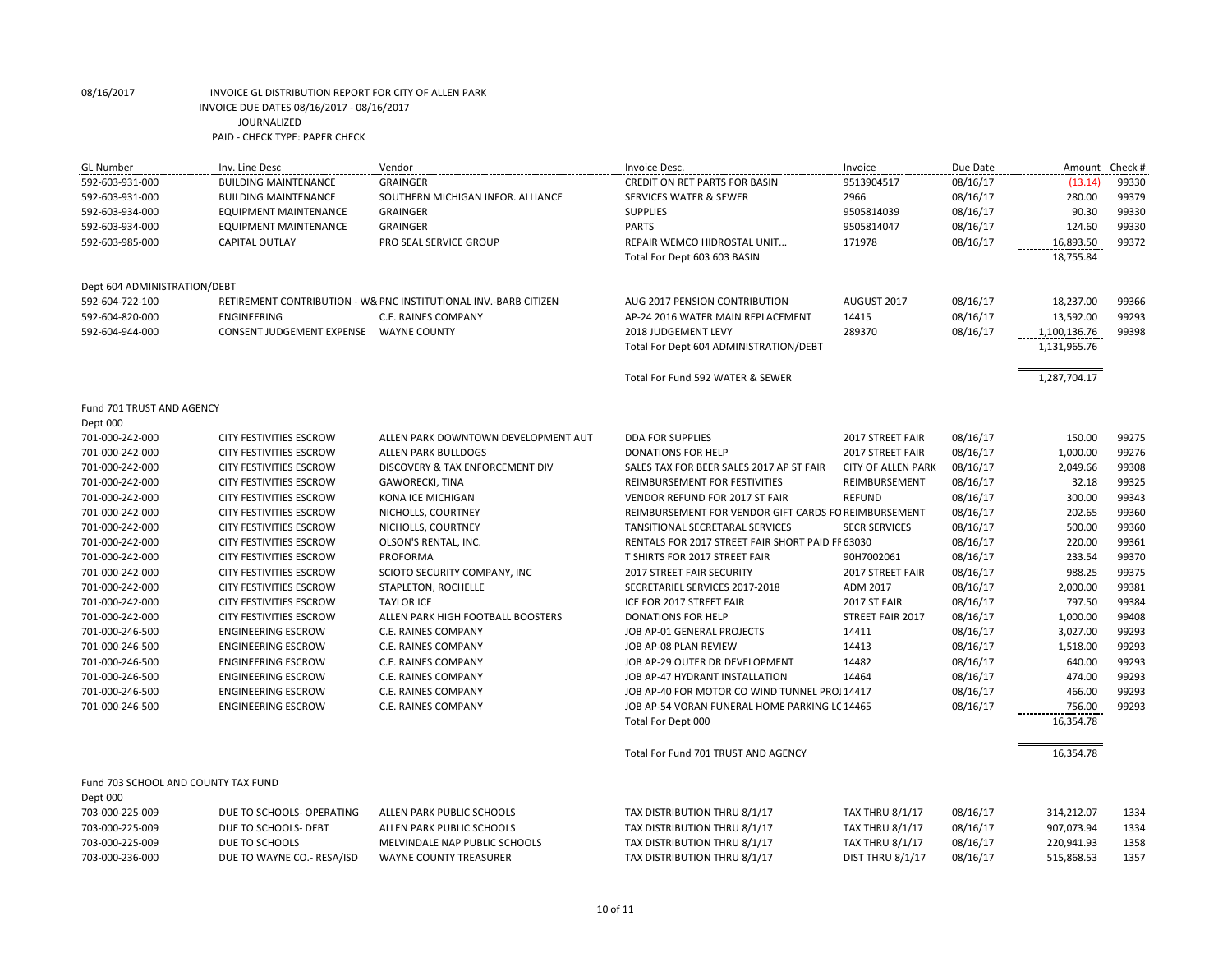08/16/2017 INVOICE GL DISTRIBUTION REPORT FOR CITY OF ALLEN PARK

INVOICE DUE DATES 08/16/2017 - 08/16/2017

JOURNALIZED

PAID - CHECK TYPE: PAPER CHECK

| GL Number | Inv. Line Desc | Vendor | Invoice Desc. | Invoice | Due Date | Amount | Check # |
|---|---|---|---|---|---|---|---|
| 592-603-931-000 | BUILDING MAINTENANCE | GRAINGER | CREDIT ON RET PARTS FOR BASIN | 9513904517 | 08/16/17 | (13.14) | 99330 |
| 592-603-931-000 | BUILDING MAINTENANCE | SOUTHERN MICHIGAN INFOR. ALLIANCE | SERVICES WATER & SEWER | 2966 | 08/16/17 | 280.00 | 99379 |
| 592-603-934-000 | EQUIPMENT MAINTENANCE | GRAINGER | SUPPLIES | 9505814039 | 08/16/17 | 90.30 | 99330 |
| 592-603-934-000 | EQUIPMENT MAINTENANCE | GRAINGER | PARTS | 9505814047 | 08/16/17 | 124.60 | 99330 |
| 592-603-985-000 | CAPITAL OUTLAY | PRO SEAL SERVICE GROUP | REPAIR WEMCO HIDROSTAL UNIT... | 171978 | 08/16/17 | 16,893.50 | 99372 |
| | | | Total For Dept 603 603 BASIN | | | 18,755.84 | |
| Dept 604 ADMINISTRATION/DEBT | | | | | | | |
| 592-604-722-100 | RETIREMENT CONTRIBUTION - W& | PNC INSTITUTIONAL INV.-BARB CITIZEN | AUG 2017 PENSION CONTRIBUTION | AUGUST 2017 | 08/16/17 | 18,237.00 | 99366 |
| 592-604-820-000 | ENGINEERING | C.E. RAINES COMPANY | AP-24 2016 WATER MAIN REPLACEMENT | 14415 | 08/16/17 | 13,592.00 | 99293 |
| 592-604-944-000 | CONSENT JUDGEMENT EXPENSE | WAYNE COUNTY | 2018 JUDGEMENT LEVY | 289370 | 08/16/17 | 1,100,136.76 | 99398 |
| | | | Total For Dept 604 ADMINISTRATION/DEBT | | | 1,131,965.76 | |
| | | | Total For Fund 592 WATER & SEWER | | | 1,287,704.17 | |
| Fund 701 TRUST AND AGENCY | | | | | | | |
| Dept 000 | | | | | | | |
| 701-000-242-000 | CITY FESTIVITIES ESCROW | ALLEN PARK DOWNTOWN DEVELOPMENT AUT | DDA FOR SUPPLIES | 2017 STREET FAIR | 08/16/17 | 150.00 | 99275 |
| 701-000-242-000 | CITY FESTIVITIES ESCROW | ALLEN PARK BULLDOGS | DONATIONS FOR HELP | 2017 STREET FAIR | 08/16/17 | 1,000.00 | 99276 |
| 701-000-242-000 | CITY FESTIVITIES ESCROW | DISCOVERY & TAX ENFORCEMENT DIV | SALES TAX FOR BEER SALES 2017 AP ST FAIR | CITY OF ALLEN PARK | 08/16/17 | 2,049.66 | 99308 |
| 701-000-242-000 | CITY FESTIVITIES ESCROW | GAWORECKI, TINA | REIMBURSEMENT FOR FESTIVITIES | REIMBURSEMENT | 08/16/17 | 32.18 | 99325 |
| 701-000-242-000 | CITY FESTIVITIES ESCROW | KONA ICE MICHIGAN | VENDOR REFUND FOR 2017 ST FAIR | REFUND | 08/16/17 | 300.00 | 99343 |
| 701-000-242-000 | CITY FESTIVITIES ESCROW | NICHOLLS, COURTNEY | REIMBURSEMENT FOR VENDOR GIFT CARDS FO | REIMBURSEMENT | 08/16/17 | 202.65 | 99360 |
| 701-000-242-000 | CITY FESTIVITIES ESCROW | NICHOLLS, COURTNEY | TANSITIONAL SECRETARAL SERVICES | SECR SERVICES | 08/16/17 | 500.00 | 99360 |
| 701-000-242-000 | CITY FESTIVITIES ESCROW | OLSON'S RENTAL, INC. | RENTALS FOR 2017 STREET FAIR SHORT PAID FF | 63030 | 08/16/17 | 220.00 | 99361 |
| 701-000-242-000 | CITY FESTIVITIES ESCROW | PROFORMA | T SHIRTS FOR 2017 STREET FAIR | 90H7002061 | 08/16/17 | 233.54 | 99370 |
| 701-000-242-000 | CITY FESTIVITIES ESCROW | SCIOTO SECURITY COMPANY, INC | 2017 STREET FAIR SECURITY | 2017 STREET FAIR | 08/16/17 | 988.25 | 99375 |
| 701-000-242-000 | CITY FESTIVITIES ESCROW | STAPLETON, ROCHELLE | SECRETARIEL SERVICES 2017-2018 | ADM 2017 | 08/16/17 | 2,000.00 | 99381 |
| 701-000-242-000 | CITY FESTIVITIES ESCROW | TAYLOR ICE | ICE FOR 2017 STREET FAIR | 2017 ST FAIR | 08/16/17 | 797.50 | 99384 |
| 701-000-242-000 | CITY FESTIVITIES ESCROW | ALLEN PARK HIGH FOOTBALL BOOSTERS | DONATIONS FOR HELP | STREET FAIR 2017 | 08/16/17 | 1,000.00 | 99408 |
| 701-000-246-500 | ENGINEERING ESCROW | C.E. RAINES COMPANY | JOB AP-01 GENERAL PROJECTS | 14411 | 08/16/17 | 3,027.00 | 99293 |
| 701-000-246-500 | ENGINEERING ESCROW | C.E. RAINES COMPANY | JOB AP-08 PLAN REVIEW | 14413 | 08/16/17 | 1,518.00 | 99293 |
| 701-000-246-500 | ENGINEERING ESCROW | C.E. RAINES COMPANY | JOB AP-29 OUTER DR DEVELOPMENT | 14482 | 08/16/17 | 640.00 | 99293 |
| 701-000-246-500 | ENGINEERING ESCROW | C.E. RAINES COMPANY | JOB AP-47 HYDRANT INSTALLATION | 14464 | 08/16/17 | 474.00 | 99293 |
| 701-000-246-500 | ENGINEERING ESCROW | C.E. RAINES COMPANY | JOB AP-40 FOR MOTOR CO WIND TUNNEL PROJ | 14417 | 08/16/17 | 466.00 | 99293 |
| 701-000-246-500 | ENGINEERING ESCROW | C.E. RAINES COMPANY | JOB AP-54 VORAN FUNERAL HOME PARKING LC | 14465 | 08/16/17 | 756.00 | 99293 |
| | | | Total For Dept 000 | | | 16,354.78 | |
| | | | Total For Fund 701 TRUST AND AGENCY | | | 16,354.78 | |
| Fund 703 SCHOOL AND COUNTY TAX FUND | | | | | | | |
| Dept 000 | | | | | | | |
| 703-000-225-009 | DUE TO SCHOOLS- OPERATING | ALLEN PARK PUBLIC SCHOOLS | TAX DISTRIBUTION THRU 8/1/17 | TAX THRU 8/1/17 | 08/16/17 | 314,212.07 | 1334 |
| 703-000-225-009 | DUE TO SCHOOLS- DEBT | ALLEN PARK PUBLIC SCHOOLS | TAX DISTRIBUTION THRU 8/1/17 | TAX THRU 8/1/17 | 08/16/17 | 907,073.94 | 1334 |
| 703-000-225-009 | DUE TO SCHOOLS | MELVINDALE NAP PUBLIC SCHOOLS | TAX DISTRIBUTION THRU 8/1/17 | TAX THRU 8/1/17 | 08/16/17 | 220,941.93 | 1358 |
| 703-000-236-000 | DUE TO WAYNE CO.- RESA/ISD | WAYNE COUNTY TREASURER | TAX DISTRIBUTION THRU 8/1/17 | DIST THRU 8/1/17 | 08/16/17 | 515,868.53 | 1357 |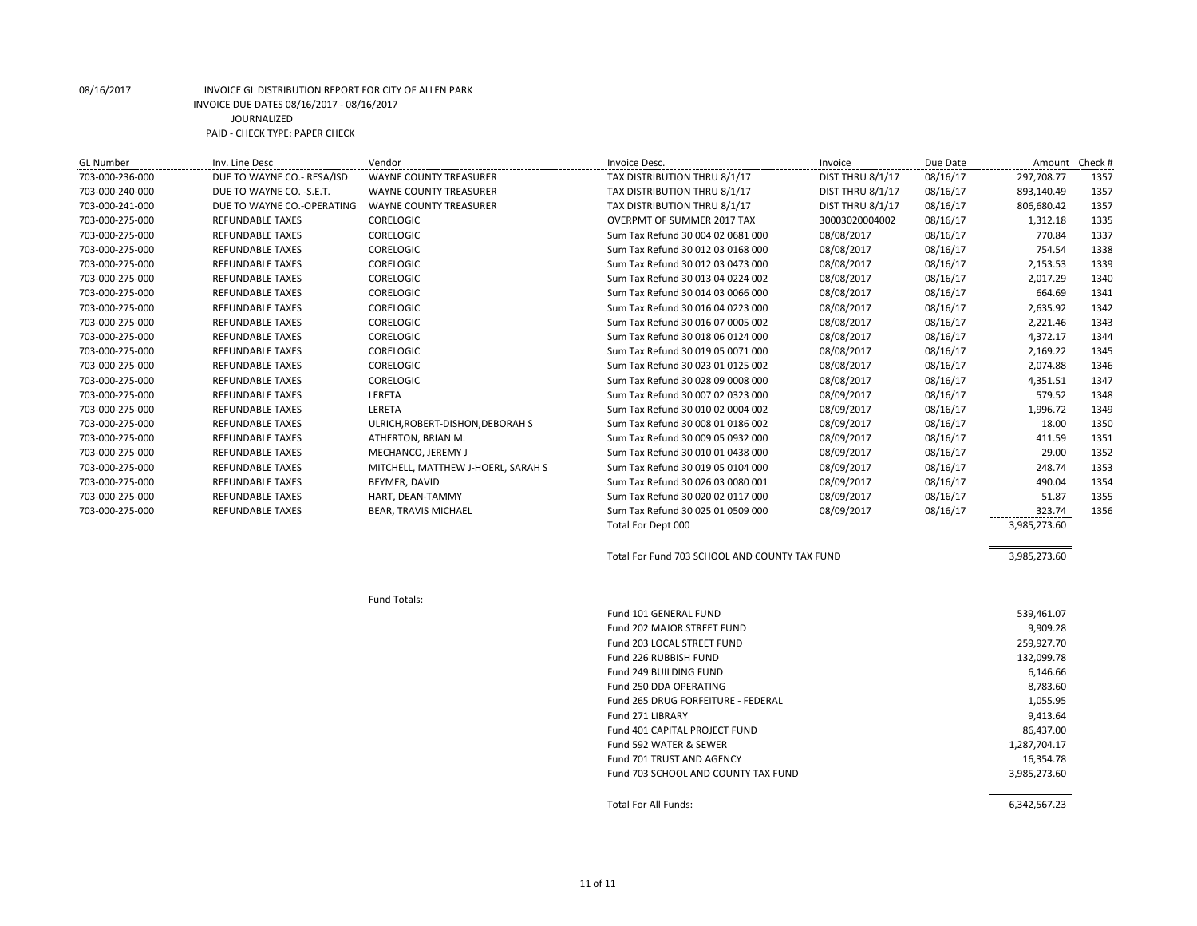08/16/2017 INVOICE GL DISTRIBUTION REPORT FOR CITY OF ALLEN PARK
INVOICE DUE DATES 08/16/2017 - 08/16/2017
JOURNALIZED
PAID - CHECK TYPE: PAPER CHECK

| GL Number | Inv. Line Desc | Vendor | Invoice Desc. | Invoice | Due Date | Amount | Check # |
|---|---|---|---|---|---|---|---|
| 703-000-236-000 | DUE TO WAYNE CO.- RESA/ISD | WAYNE COUNTY TREASURER | TAX DISTRIBUTION THRU 8/1/17 | DIST THRU 8/1/17 | 08/16/17 | 297,708.77 | 1357 |
| 703-000-240-000 | DUE TO WAYNE CO. -S.E.T. | WAYNE COUNTY TREASURER | TAX DISTRIBUTION THRU 8/1/17 | DIST THRU 8/1/17 | 08/16/17 | 893,140.49 | 1357 |
| 703-000-241-000 | DUE TO WAYNE CO.-OPERATING | WAYNE COUNTY TREASURER | TAX DISTRIBUTION THRU 8/1/17 | DIST THRU 8/1/17 | 08/16/17 | 806,680.42 | 1357 |
| 703-000-275-000 | REFUNDABLE TAXES | CORELOGIC | OVERPMT OF SUMMER 2017 TAX | 30003020004002 | 08/16/17 | 1,312.18 | 1335 |
| 703-000-275-000 | REFUNDABLE TAXES | CORELOGIC | Sum Tax Refund 30 004 02 0681 000 | 08/08/2017 | 08/16/17 | 770.84 | 1337 |
| 703-000-275-000 | REFUNDABLE TAXES | CORELOGIC | Sum Tax Refund 30 012 03 0168 000 | 08/08/2017 | 08/16/17 | 754.54 | 1338 |
| 703-000-275-000 | REFUNDABLE TAXES | CORELOGIC | Sum Tax Refund 30 012 03 0473 000 | 08/08/2017 | 08/16/17 | 2,153.53 | 1339 |
| 703-000-275-000 | REFUNDABLE TAXES | CORELOGIC | Sum Tax Refund 30 013 04 0224 002 | 08/08/2017 | 08/16/17 | 2,017.29 | 1340 |
| 703-000-275-000 | REFUNDABLE TAXES | CORELOGIC | Sum Tax Refund 30 014 03 0066 000 | 08/08/2017 | 08/16/17 | 664.69 | 1341 |
| 703-000-275-000 | REFUNDABLE TAXES | CORELOGIC | Sum Tax Refund 30 016 04 0223 000 | 08/08/2017 | 08/16/17 | 2,635.92 | 1342 |
| 703-000-275-000 | REFUNDABLE TAXES | CORELOGIC | Sum Tax Refund 30 016 07 0005 002 | 08/08/2017 | 08/16/17 | 2,221.46 | 1343 |
| 703-000-275-000 | REFUNDABLE TAXES | CORELOGIC | Sum Tax Refund 30 018 06 0124 000 | 08/08/2017 | 08/16/17 | 4,372.17 | 1344 |
| 703-000-275-000 | REFUNDABLE TAXES | CORELOGIC | Sum Tax Refund 30 019 05 0071 000 | 08/08/2017 | 08/16/17 | 2,169.22 | 1345 |
| 703-000-275-000 | REFUNDABLE TAXES | CORELOGIC | Sum Tax Refund 30 023 01 0125 002 | 08/08/2017 | 08/16/17 | 2,074.88 | 1346 |
| 703-000-275-000 | REFUNDABLE TAXES | CORELOGIC | Sum Tax Refund 30 028 09 0008 000 | 08/08/2017 | 08/16/17 | 4,351.51 | 1347 |
| 703-000-275-000 | REFUNDABLE TAXES | LERETA | Sum Tax Refund 30 007 02 0323 000 | 08/09/2017 | 08/16/17 | 579.52 | 1348 |
| 703-000-275-000 | REFUNDABLE TAXES | LERETA | Sum Tax Refund 30 010 02 0004 002 | 08/09/2017 | 08/16/17 | 1,996.72 | 1349 |
| 703-000-275-000 | REFUNDABLE TAXES | ULRICH,ROBERT-DISHON,DEBORAH S | Sum Tax Refund 30 008 01 0186 002 | 08/09/2017 | 08/16/17 | 18.00 | 1350 |
| 703-000-275-000 | REFUNDABLE TAXES | ATHERTON, BRIAN M. | Sum Tax Refund 30 009 05 0932 000 | 08/09/2017 | 08/16/17 | 411.59 | 1351 |
| 703-000-275-000 | REFUNDABLE TAXES | MECHANCO, JEREMY J | Sum Tax Refund 30 010 01 0438 000 | 08/09/2017 | 08/16/17 | 29.00 | 1352 |
| 703-000-275-000 | REFUNDABLE TAXES | MITCHELL, MATTHEW J-HOERL, SARAH S | Sum Tax Refund 30 019 05 0104 000 | 08/09/2017 | 08/16/17 | 248.74 | 1353 |
| 703-000-275-000 | REFUNDABLE TAXES | BEYMER, DAVID | Sum Tax Refund 30 026 03 0080 001 | 08/09/2017 | 08/16/17 | 490.04 | 1354 |
| 703-000-275-000 | REFUNDABLE TAXES | HART, DEAN-TAMMY | Sum Tax Refund 30 020 02 0117 000 | 08/09/2017 | 08/16/17 | 51.87 | 1355 |
| 703-000-275-000 | REFUNDABLE TAXES | BEAR, TRAVIS MICHAEL | Sum Tax Refund 30 025 01 0509 000 | 08/09/2017 | 08/16/17 | 323.74 | 1356 |
| | | | Total For Dept 000 | | | 3,985,273.60 | |
| | | | Total For Fund 703 SCHOOL AND COUNTY TAX FUND | | | 3,985,273.60 | |

Fund Totals:

| | |
|---|---|
| Fund 101 GENERAL FUND | 539,461.07 |
| Fund 202 MAJOR STREET FUND | 9,909.28 |
| Fund 203 LOCAL STREET FUND | 259,927.70 |
| Fund 226 RUBBISH FUND | 132,099.78 |
| Fund 249 BUILDING FUND | 6,146.66 |
| Fund 250 DDA OPERATING | 8,783.60 |
| Fund 265 DRUG FORFEITURE - FEDERAL | 1,055.95 |
| Fund 271 LIBRARY | 9,413.64 |
| Fund 401 CAPITAL PROJECT FUND | 86,437.00 |
| Fund 592 WATER & SEWER | 1,287,704.17 |
| Fund 701 TRUST AND AGENCY | 16,354.78 |
| Fund 703 SCHOOL AND COUNTY TAX FUND | 3,985,273.60 |
| Total For All Funds: | 6,342,567.23 |